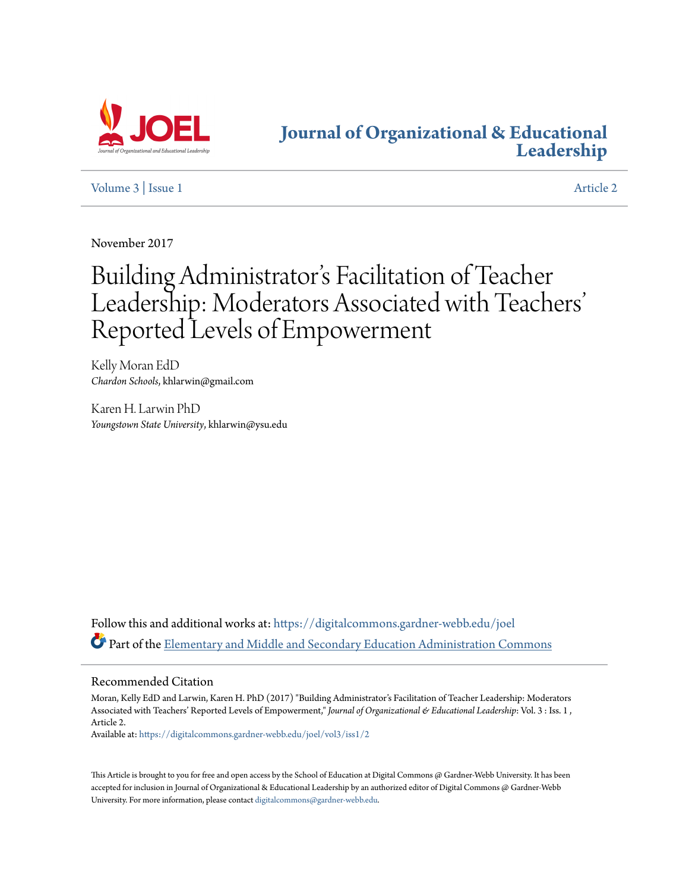**JOEL** — Journal of Organizational and Educational Leadership

# Journal of Organizational & Educational Leadership

Volume 3 | Issue 1 — Article 2

November 2017

# Building Administrator's Facilitation of Teacher Leadership: Moderators Associated with Teachers' Reported Levels of Empowerment

Kelly Moran EdD
*Chardon Schools*, khlarwin@gmail.com

Karen H. Larwin PhD
*Youngstown State University*, khlarwin@ysu.edu

Follow this and additional works at: https://digitalcommons.gardner-webb.edu/joel

Part of the Elementary and Middle and Secondary Education Administration Commons

## Recommended Citation

Moran, Kelly EdD and Larwin, Karen H. PhD (2017) "Building Administrator's Facilitation of Teacher Leadership: Moderators Associated with Teachers' Reported Levels of Empowerment," *Journal of Organizational & Educational Leadership*: Vol. 3 : Iss. 1 , Article 2.
Available at: https://digitalcommons.gardner-webb.edu/joel/vol3/iss1/2

This Article is brought to you for free and open access by the School of Education at Digital Commons @ Gardner-Webb University. It has been accepted for inclusion in Journal of Organizational & Educational Leadership by an authorized editor of Digital Commons @ Gardner-Webb University. For more information, please contact digitalcommons@gardner-webb.edu.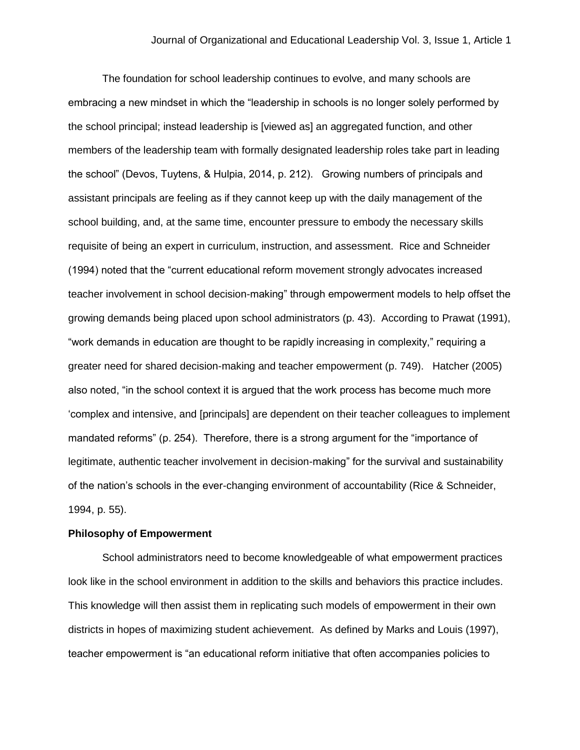The foundation for school leadership continues to evolve, and many schools are embracing a new mindset in which the "leadership in schools is no longer solely performed by the school principal; instead leadership is [viewed as] an aggregated function, and other members of the leadership team with formally designated leadership roles take part in leading the school" (Devos, Tuytens, & Hulpia, 2014, p. 212). Growing numbers of principals and assistant principals are feeling as if they cannot keep up with the daily management of the school building, and, at the same time, encounter pressure to embody the necessary skills requisite of being an expert in curriculum, instruction, and assessment. Rice and Schneider (1994) noted that the "current educational reform movement strongly advocates increased teacher involvement in school decision-making" through empowerment models to help offset the growing demands being placed upon school administrators (p. 43). According to Prawat (1991), "work demands in education are thought to be rapidly increasing in complexity," requiring a greater need for shared decision-making and teacher empowerment (p. 749). Hatcher (2005) also noted, "in the school context it is argued that the work process has become much more 'complex and intensive, and [principals] are dependent on their teacher colleagues to implement mandated reforms" (p. 254). Therefore, there is a strong argument for the "importance of legitimate, authentic teacher involvement in decision-making" for the survival and sustainability of the nation's schools in the ever-changing environment of accountability (Rice & Schneider, 1994, p. 55).

**Philosophy of Empowerment**

School administrators need to become knowledgeable of what empowerment practices look like in the school environment in addition to the skills and behaviors this practice includes. This knowledge will then assist them in replicating such models of empowerment in their own districts in hopes of maximizing student achievement. As defined by Marks and Louis (1997), teacher empowerment is "an educational reform initiative that often accompanies policies to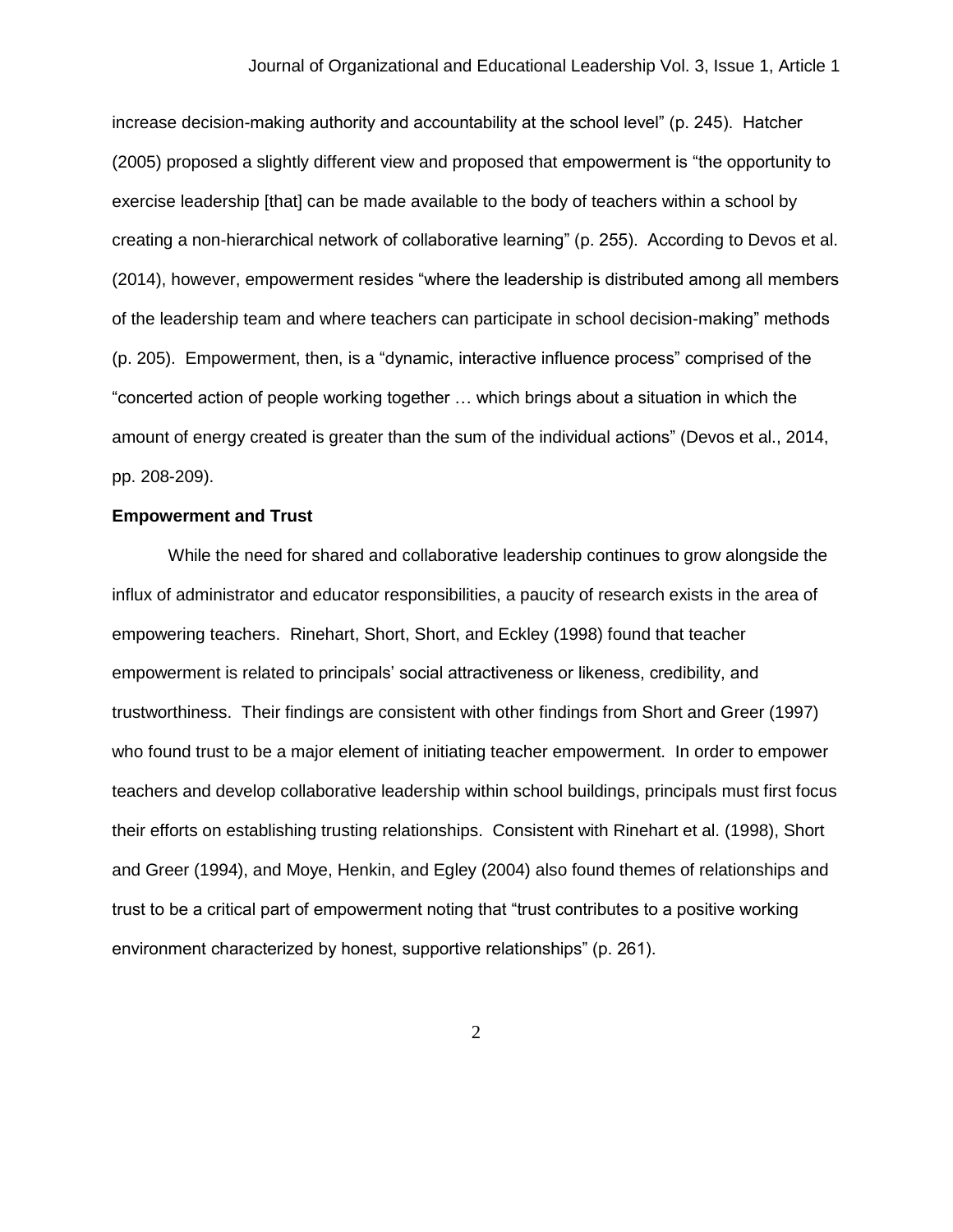increase decision-making authority and accountability at the school level" (p. 245). Hatcher (2005) proposed a slightly different view and proposed that empowerment is "the opportunity to exercise leadership [that] can be made available to the body of teachers within a school by creating a non-hierarchical network of collaborative learning" (p. 255). According to Devos et al. (2014), however, empowerment resides "where the leadership is distributed among all members of the leadership team and where teachers can participate in school decision-making" methods (p. 205). Empowerment, then, is a "dynamic, interactive influence process" comprised of the "concerted action of people working together … which brings about a situation in which the amount of energy created is greater than the sum of the individual actions" (Devos et al., 2014, pp. 208-209).

**Empowerment and Trust**

While the need for shared and collaborative leadership continues to grow alongside the influx of administrator and educator responsibilities, a paucity of research exists in the area of empowering teachers. Rinehart, Short, Short, and Eckley (1998) found that teacher empowerment is related to principals' social attractiveness or likeness, credibility, and trustworthiness. Their findings are consistent with other findings from Short and Greer (1997) who found trust to be a major element of initiating teacher empowerment. In order to empower teachers and develop collaborative leadership within school buildings, principals must first focus their efforts on establishing trusting relationships. Consistent with Rinehart et al. (1998), Short and Greer (1994), and Moye, Henkin, and Egley (2004) also found themes of relationships and trust to be a critical part of empowerment noting that "trust contributes to a positive working environment characterized by honest, supportive relationships" (p. 261).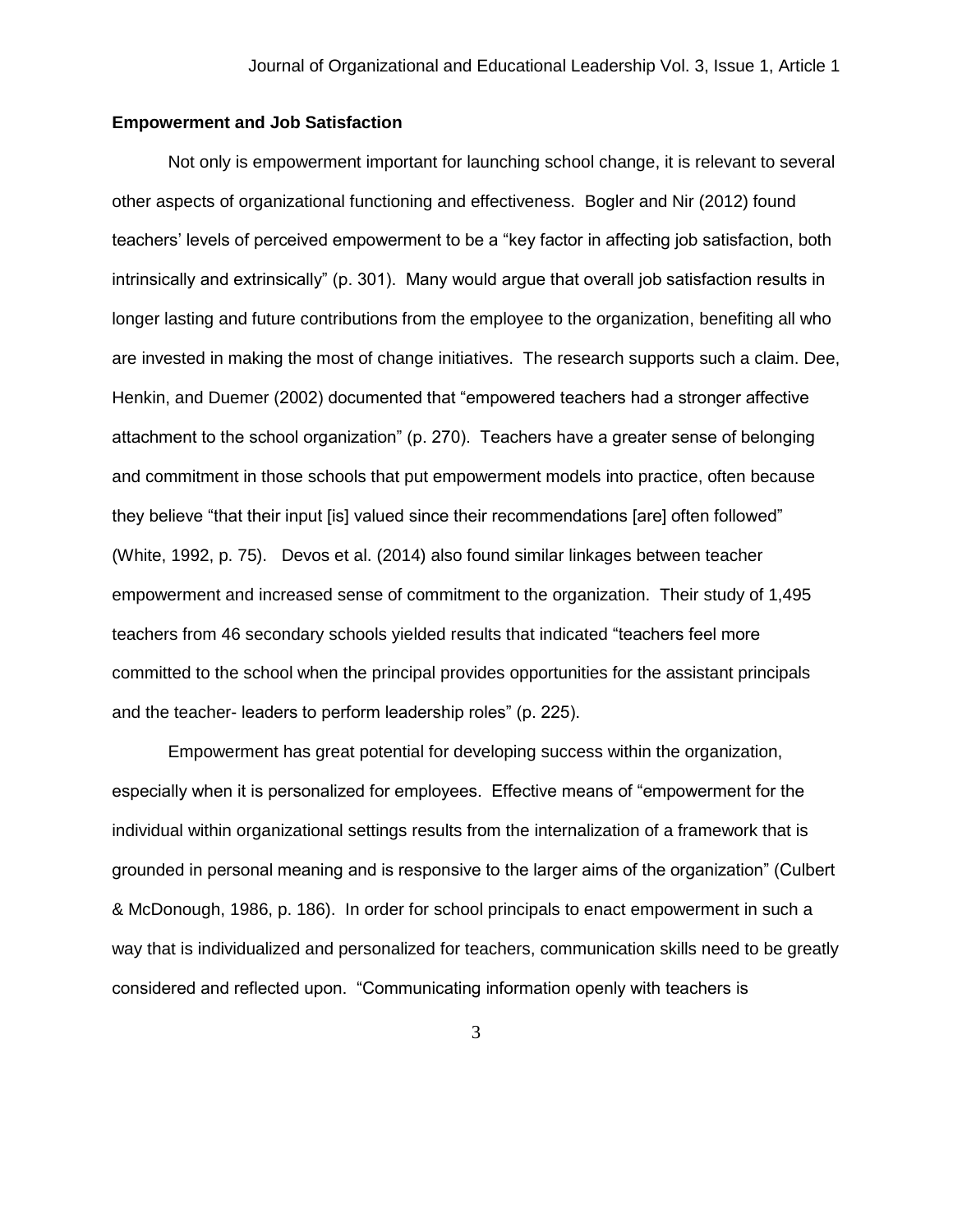### Empowerment and Job Satisfaction

Not only is empowerment important for launching school change, it is relevant to several other aspects of organizational functioning and effectiveness. Bogler and Nir (2012) found teachers' levels of perceived empowerment to be a "key factor in affecting job satisfaction, both intrinsically and extrinsically" (p. 301). Many would argue that overall job satisfaction results in longer lasting and future contributions from the employee to the organization, benefiting all who are invested in making the most of change initiatives. The research supports such a claim. Dee, Henkin, and Duemer (2002) documented that "empowered teachers had a stronger affective attachment to the school organization" (p. 270). Teachers have a greater sense of belonging and commitment in those schools that put empowerment models into practice, often because they believe "that their input [is] valued since their recommendations [are] often followed" (White, 1992, p. 75). Devos et al. (2014) also found similar linkages between teacher empowerment and increased sense of commitment to the organization. Their study of 1,495 teachers from 46 secondary schools yielded results that indicated "teachers feel more committed to the school when the principal provides opportunities for the assistant principals and the teacher- leaders to perform leadership roles" (p. 225).

Empowerment has great potential for developing success within the organization, especially when it is personalized for employees. Effective means of "empowerment for the individual within organizational settings results from the internalization of a framework that is grounded in personal meaning and is responsive to the larger aims of the organization" (Culbert & McDonough, 1986, p. 186). In order for school principals to enact empowerment in such a way that is individualized and personalized for teachers, communication skills need to be greatly considered and reflected upon. "Communicating information openly with teachers is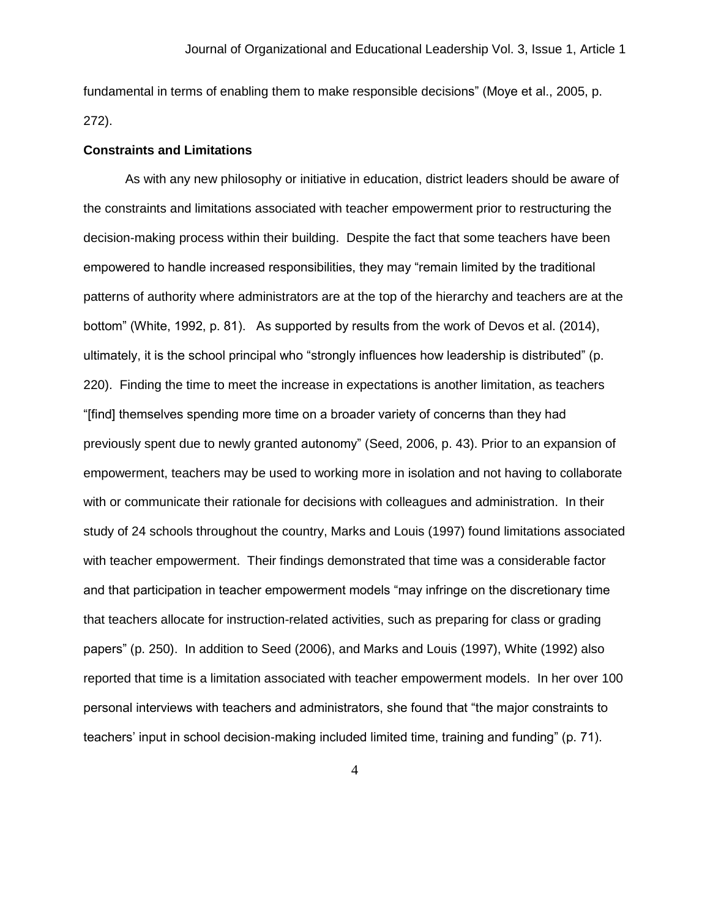fundamental in terms of enabling them to make responsible decisions" (Moye et al., 2005, p. 272).

**Constraints and Limitations**

As with any new philosophy or initiative in education, district leaders should be aware of the constraints and limitations associated with teacher empowerment prior to restructuring the decision-making process within their building. Despite the fact that some teachers have been empowered to handle increased responsibilities, they may "remain limited by the traditional patterns of authority where administrators are at the top of the hierarchy and teachers are at the bottom" (White, 1992, p. 81). As supported by results from the work of Devos et al. (2014), ultimately, it is the school principal who "strongly influences how leadership is distributed" (p. 220). Finding the time to meet the increase in expectations is another limitation, as teachers "[find] themselves spending more time on a broader variety of concerns than they had previously spent due to newly granted autonomy" (Seed, 2006, p. 43). Prior to an expansion of empowerment, teachers may be used to working more in isolation and not having to collaborate with or communicate their rationale for decisions with colleagues and administration. In their study of 24 schools throughout the country, Marks and Louis (1997) found limitations associated with teacher empowerment. Their findings demonstrated that time was a considerable factor and that participation in teacher empowerment models "may infringe on the discretionary time that teachers allocate for instruction-related activities, such as preparing for class or grading papers" (p. 250). In addition to Seed (2006), and Marks and Louis (1997), White (1992) also reported that time is a limitation associated with teacher empowerment models. In her over 100 personal interviews with teachers and administrators, she found that "the major constraints to teachers' input in school decision-making included limited time, training and funding" (p. 71).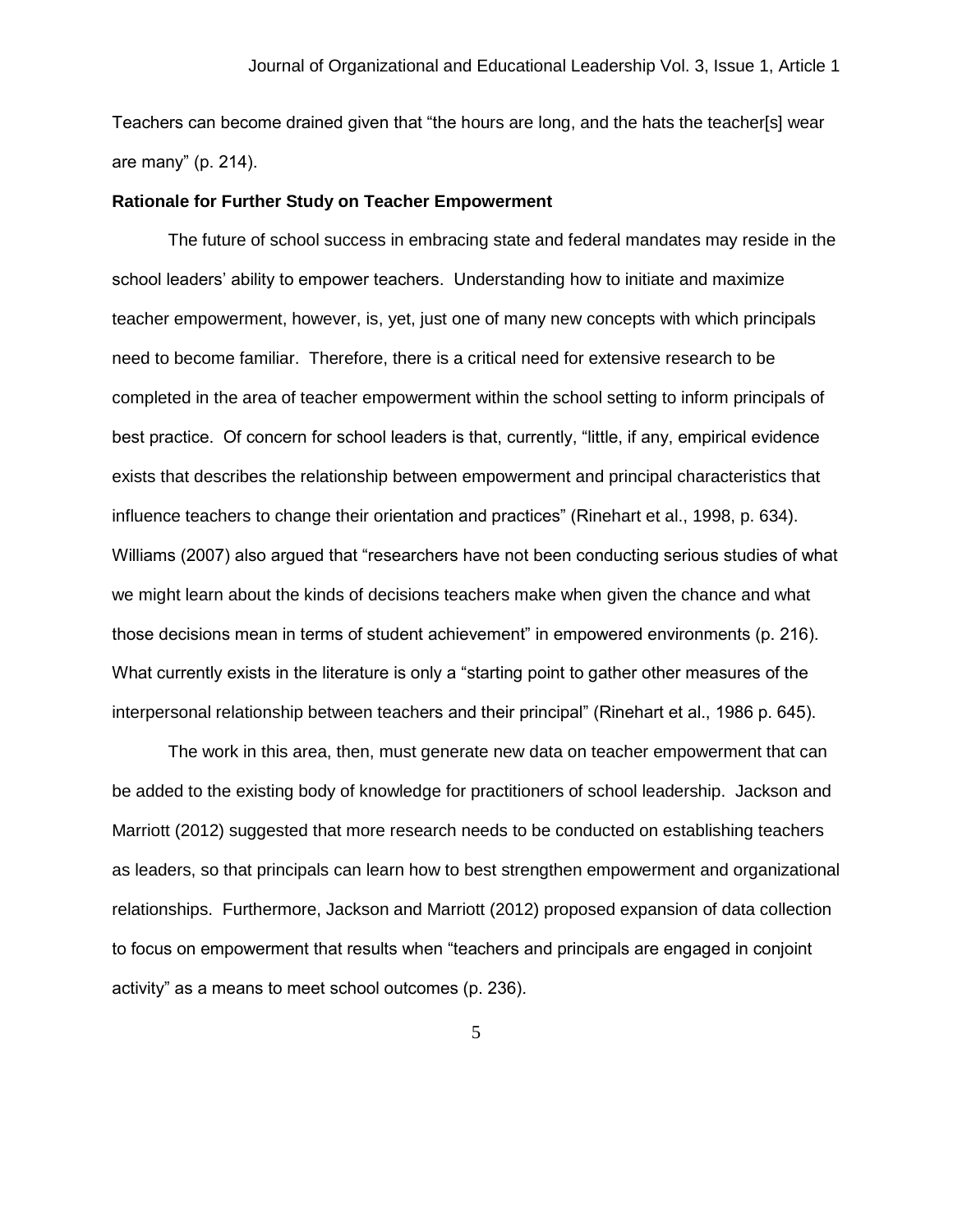Teachers can become drained given that “the hours are long, and the hats the teacher[s] wear are many” (p. 214).

**Rationale for Further Study on Teacher Empowerment**

The future of school success in embracing state and federal mandates may reside in the school leaders’ ability to empower teachers. Understanding how to initiate and maximize teacher empowerment, however, is, yet, just one of many new concepts with which principals need to become familiar. Therefore, there is a critical need for extensive research to be completed in the area of teacher empowerment within the school setting to inform principals of best practice. Of concern for school leaders is that, currently, “little, if any, empirical evidence exists that describes the relationship between empowerment and principal characteristics that influence teachers to change their orientation and practices” (Rinehart et al., 1998, p. 634). Williams (2007) also argued that “researchers have not been conducting serious studies of what we might learn about the kinds of decisions teachers make when given the chance and what those decisions mean in terms of student achievement” in empowered environments (p. 216). What currently exists in the literature is only a “starting point to gather other measures of the interpersonal relationship between teachers and their principal” (Rinehart et al., 1986 p. 645).

The work in this area, then, must generate new data on teacher empowerment that can be added to the existing body of knowledge for practitioners of school leadership. Jackson and Marriott (2012) suggested that more research needs to be conducted on establishing teachers as leaders, so that principals can learn how to best strengthen empowerment and organizational relationships. Furthermore, Jackson and Marriott (2012) proposed expansion of data collection to focus on empowerment that results when “teachers and principals are engaged in conjoint activity” as a means to meet school outcomes (p. 236).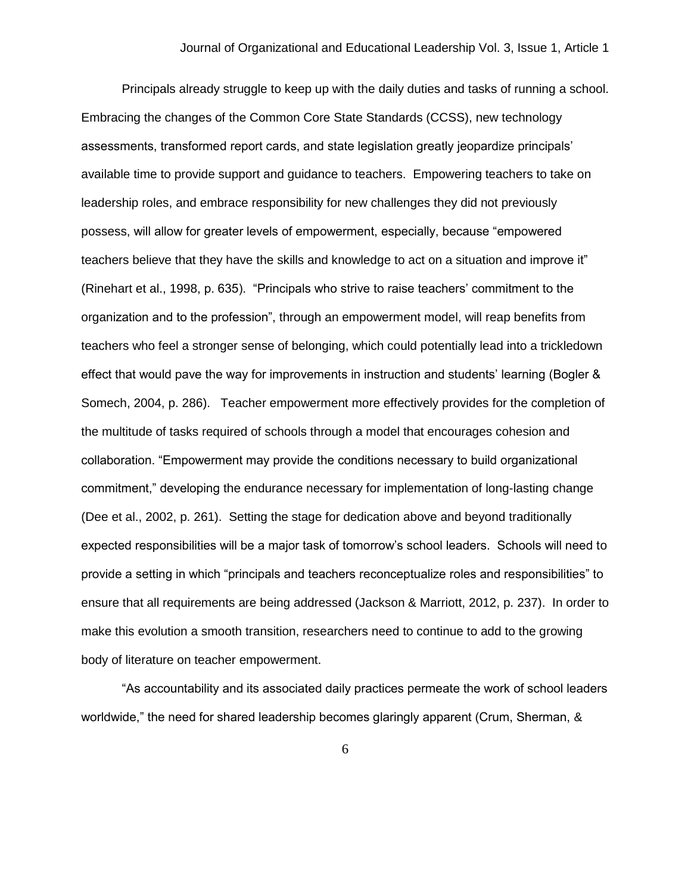Principals already struggle to keep up with the daily duties and tasks of running a school. Embracing the changes of the Common Core State Standards (CCSS), new technology assessments, transformed report cards, and state legislation greatly jeopardize principals' available time to provide support and guidance to teachers. Empowering teachers to take on leadership roles, and embrace responsibility for new challenges they did not previously possess, will allow for greater levels of empowerment, especially, because "empowered teachers believe that they have the skills and knowledge to act on a situation and improve it" (Rinehart et al., 1998, p. 635). "Principals who strive to raise teachers' commitment to the organization and to the profession", through an empowerment model, will reap benefits from teachers who feel a stronger sense of belonging, which could potentially lead into a trickledown effect that would pave the way for improvements in instruction and students' learning (Bogler & Somech, 2004, p. 286). Teacher empowerment more effectively provides for the completion of the multitude of tasks required of schools through a model that encourages cohesion and collaboration. "Empowerment may provide the conditions necessary to build organizational commitment," developing the endurance necessary for implementation of long-lasting change (Dee et al., 2002, p. 261). Setting the stage for dedication above and beyond traditionally expected responsibilities will be a major task of tomorrow's school leaders. Schools will need to provide a setting in which "principals and teachers reconceptualize roles and responsibilities" to ensure that all requirements are being addressed (Jackson & Marriott, 2012, p. 237). In order to make this evolution a smooth transition, researchers need to continue to add to the growing body of literature on teacher empowerment.

"As accountability and its associated daily practices permeate the work of school leaders worldwide," the need for shared leadership becomes glaringly apparent (Crum, Sherman, &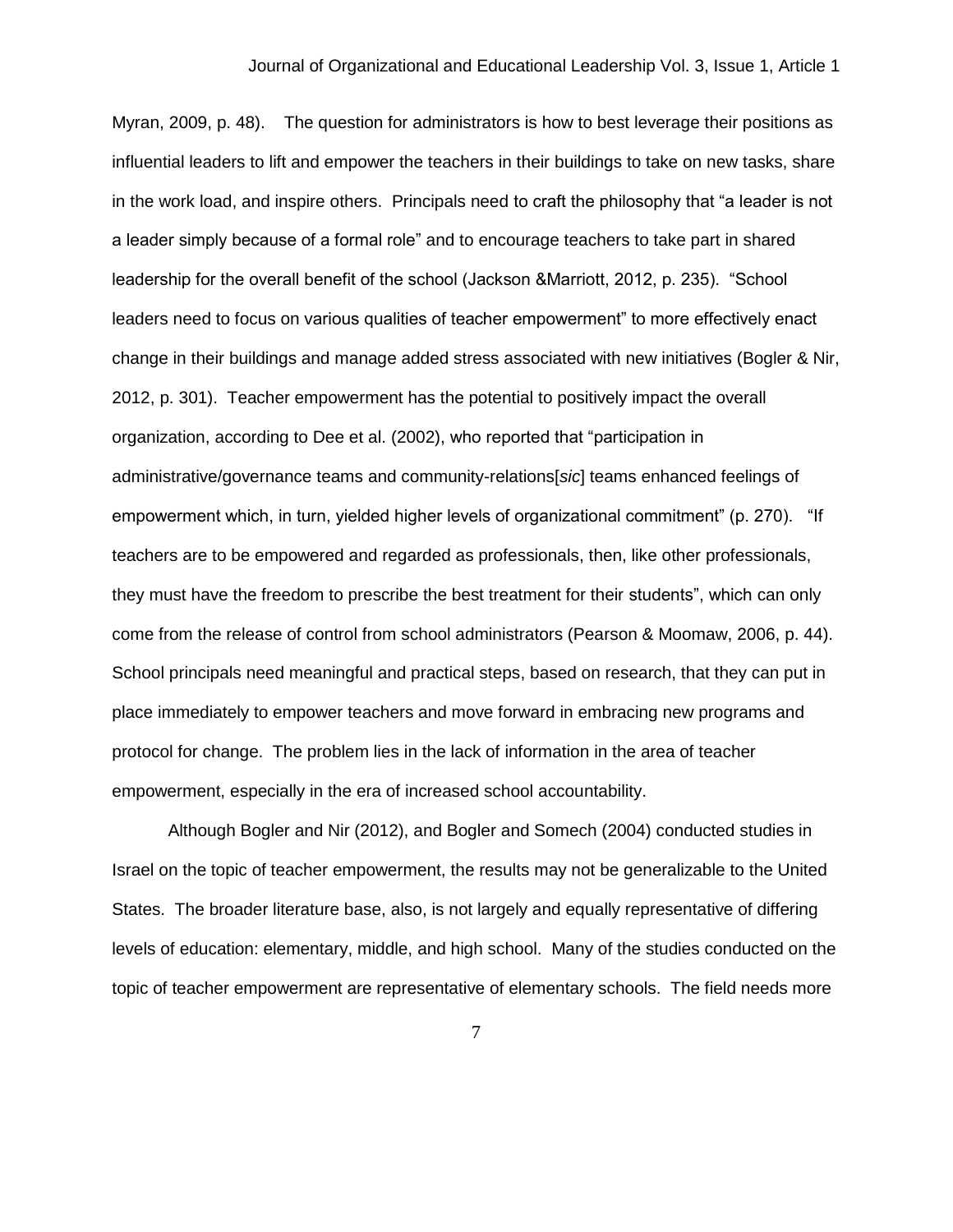Myran, 2009, p. 48). The question for administrators is how to best leverage their positions as influential leaders to lift and empower the teachers in their buildings to take on new tasks, share in the work load, and inspire others. Principals need to craft the philosophy that “a leader is not a leader simply because of a formal role” and to encourage teachers to take part in shared leadership for the overall benefit of the school (Jackson &Marriott, 2012, p. 235). “School leaders need to focus on various qualities of teacher empowerment” to more effectively enact change in their buildings and manage added stress associated with new initiatives (Bogler & Nir, 2012, p. 301). Teacher empowerment has the potential to positively impact the overall organization, according to Dee et al. (2002), who reported that “participation in administrative/governance teams and community-relations[*sic*] teams enhanced feelings of empowerment which, in turn, yielded higher levels of organizational commitment” (p. 270). “If teachers are to be empowered and regarded as professionals, then, like other professionals, they must have the freedom to prescribe the best treatment for their students”, which can only come from the release of control from school administrators (Pearson & Moomaw, 2006, p. 44). School principals need meaningful and practical steps, based on research, that they can put in place immediately to empower teachers and move forward in embracing new programs and protocol for change. The problem lies in the lack of information in the area of teacher empowerment, especially in the era of increased school accountability.

Although Bogler and Nir (2012), and Bogler and Somech (2004) conducted studies in Israel on the topic of teacher empowerment, the results may not be generalizable to the United States. The broader literature base, also, is not largely and equally representative of differing levels of education: elementary, middle, and high school. Many of the studies conducted on the topic of teacher empowerment are representative of elementary schools. The field needs more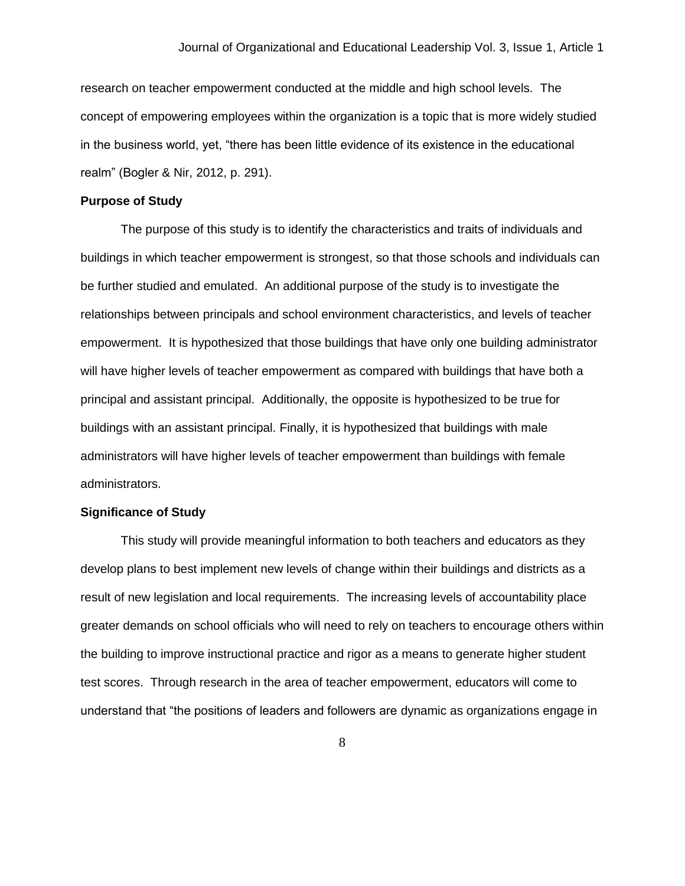research on teacher empowerment conducted at the middle and high school levels. The concept of empowering employees within the organization is a topic that is more widely studied in the business world, yet, "there has been little evidence of its existence in the educational realm" (Bogler & Nir, 2012, p. 291).

**Purpose of Study**

The purpose of this study is to identify the characteristics and traits of individuals and buildings in which teacher empowerment is strongest, so that those schools and individuals can be further studied and emulated. An additional purpose of the study is to investigate the relationships between principals and school environment characteristics, and levels of teacher empowerment. It is hypothesized that those buildings that have only one building administrator will have higher levels of teacher empowerment as compared with buildings that have both a principal and assistant principal. Additionally, the opposite is hypothesized to be true for buildings with an assistant principal. Finally, it is hypothesized that buildings with male administrators will have higher levels of teacher empowerment than buildings with female administrators.

**Significance of Study**

This study will provide meaningful information to both teachers and educators as they develop plans to best implement new levels of change within their buildings and districts as a result of new legislation and local requirements. The increasing levels of accountability place greater demands on school officials who will need to rely on teachers to encourage others within the building to improve instructional practice and rigor as a means to generate higher student test scores. Through research in the area of teacher empowerment, educators will come to understand that "the positions of leaders and followers are dynamic as organizations engage in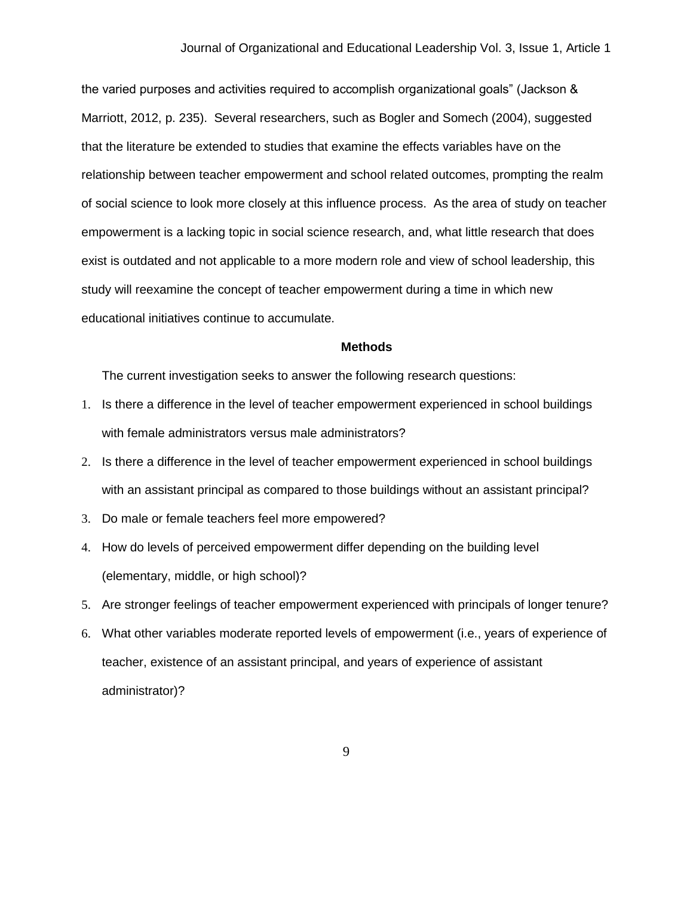the varied purposes and activities required to accomplish organizational goals" (Jackson & Marriott, 2012, p. 235). Several researchers, such as Bogler and Somech (2004), suggested that the literature be extended to studies that examine the effects variables have on the relationship between teacher empowerment and school related outcomes, prompting the realm of social science to look more closely at this influence process. As the area of study on teacher empowerment is a lacking topic in social science research, and, what little research that does exist is outdated and not applicable to a more modern role and view of school leadership, this study will reexamine the concept of teacher empowerment during a time in which new educational initiatives continue to accumulate.

## Methods

The current investigation seeks to answer the following research questions:

1. Is there a difference in the level of teacher empowerment experienced in school buildings with female administrators versus male administrators?
2. Is there a difference in the level of teacher empowerment experienced in school buildings with an assistant principal as compared to those buildings without an assistant principal?
3. Do male or female teachers feel more empowered?
4. How do levels of perceived empowerment differ depending on the building level (elementary, middle, or high school)?
5. Are stronger feelings of teacher empowerment experienced with principals of longer tenure?
6. What other variables moderate reported levels of empowerment (i.e., years of experience of teacher, existence of an assistant principal, and years of experience of assistant administrator)?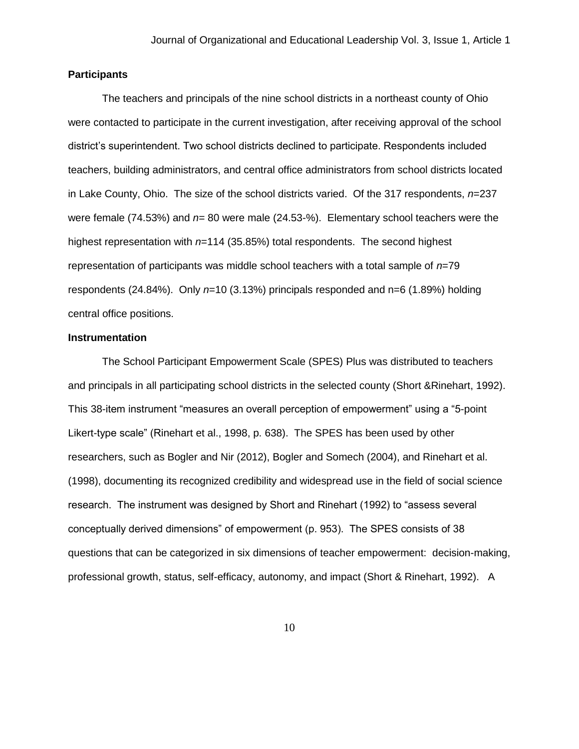**Participants**

The teachers and principals of the nine school districts in a northeast county of Ohio were contacted to participate in the current investigation, after receiving approval of the school district's superintendent. Two school districts declined to participate. Respondents included teachers, building administrators, and central office administrators from school districts located in Lake County, Ohio. The size of the school districts varied. Of the 317 respondents, *n*=237 were female (74.53%) and *n*= 80 were male (24.53-%). Elementary school teachers were the highest representation with *n*=114 (35.85%) total respondents. The second highest representation of participants was middle school teachers with a total sample of *n*=79 respondents (24.84%). Only *n*=10 (3.13%) principals responded and n=6 (1.89%) holding central office positions.

**Instrumentation**

The School Participant Empowerment Scale (SPES) Plus was distributed to teachers and principals in all participating school districts in the selected county (Short &Rinehart, 1992). This 38-item instrument "measures an overall perception of empowerment" using a "5-point Likert-type scale" (Rinehart et al., 1998, p. 638). The SPES has been used by other researchers, such as Bogler and Nir (2012), Bogler and Somech (2004), and Rinehart et al. (1998), documenting its recognized credibility and widespread use in the field of social science research. The instrument was designed by Short and Rinehart (1992) to "assess several conceptually derived dimensions" of empowerment (p. 953). The SPES consists of 38 questions that can be categorized in six dimensions of teacher empowerment: decision-making, professional growth, status, self-efficacy, autonomy, and impact (Short & Rinehart, 1992). A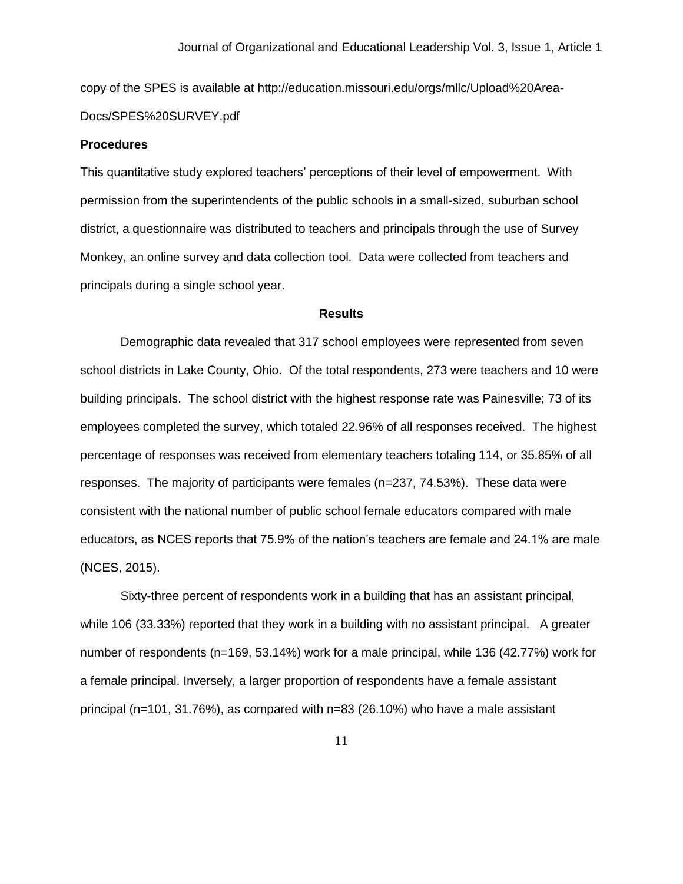copy of the SPES is available at http://education.missouri.edu/orgs/mllc/Upload%20Area-Docs/SPES%20SURVEY.pdf

**Procedures**

This quantitative study explored teachers' perceptions of their level of empowerment. With permission from the superintendents of the public schools in a small-sized, suburban school district, a questionnaire was distributed to teachers and principals through the use of Survey Monkey, an online survey and data collection tool. Data were collected from teachers and principals during a single school year.

## Results

Demographic data revealed that 317 school employees were represented from seven school districts in Lake County, Ohio. Of the total respondents, 273 were teachers and 10 were building principals. The school district with the highest response rate was Painesville; 73 of its employees completed the survey, which totaled 22.96% of all responses received. The highest percentage of responses was received from elementary teachers totaling 114, or 35.85% of all responses. The majority of participants were females (n=237, 74.53%). These data were consistent with the national number of public school female educators compared with male educators, as NCES reports that 75.9% of the nation's teachers are female and 24.1% are male (NCES, 2015).

Sixty-three percent of respondents work in a building that has an assistant principal, while 106 (33.33%) reported that they work in a building with no assistant principal. A greater number of respondents (n=169, 53.14%) work for a male principal, while 136 (42.77%) work for a female principal. Inversely, a larger proportion of respondents have a female assistant principal (n=101, 31.76%), as compared with n=83 (26.10%) who have a male assistant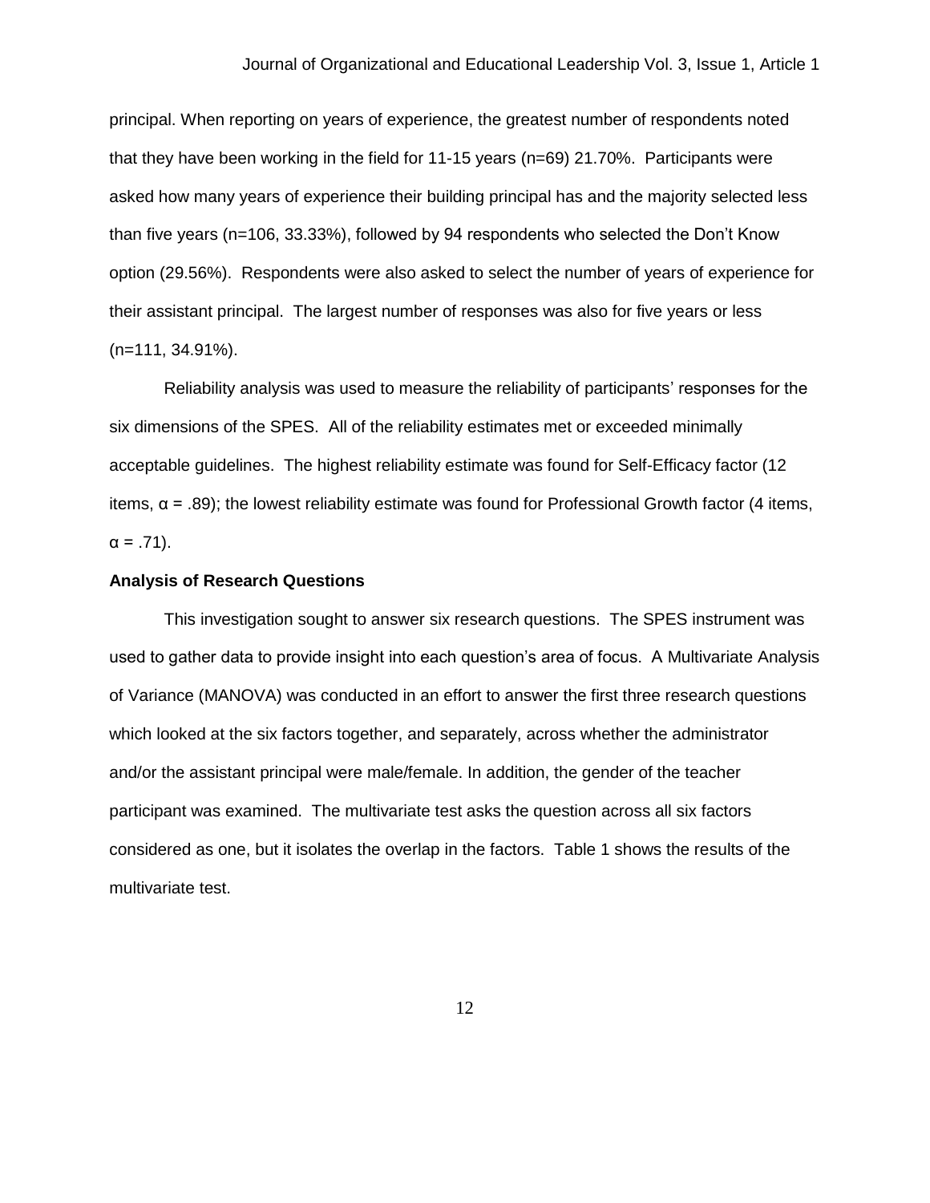principal. When reporting on years of experience, the greatest number of respondents noted that they have been working in the field for 11-15 years (n=69) 21.70%. Participants were asked how many years of experience their building principal has and the majority selected less than five years (n=106, 33.33%), followed by 94 respondents who selected the Don't Know option (29.56%). Respondents were also asked to select the number of years of experience for their assistant principal. The largest number of responses was also for five years or less (n=111, 34.91%).

Reliability analysis was used to measure the reliability of participants' responses for the six dimensions of the SPES. All of the reliability estimates met or exceeded minimally acceptable guidelines. The highest reliability estimate was found for Self-Efficacy factor (12 items, $\alpha = .89$); the lowest reliability estimate was found for Professional Growth factor (4 items, $\alpha = .71$).

**Analysis of Research Questions**

This investigation sought to answer six research questions. The SPES instrument was used to gather data to provide insight into each question's area of focus. A Multivariate Analysis of Variance (MANOVA) was conducted in an effort to answer the first three research questions which looked at the six factors together, and separately, across whether the administrator and/or the assistant principal were male/female. In addition, the gender of the teacher participant was examined. The multivariate test asks the question across all six factors considered as one, but it isolates the overlap in the factors. Table 1 shows the results of the multivariate test.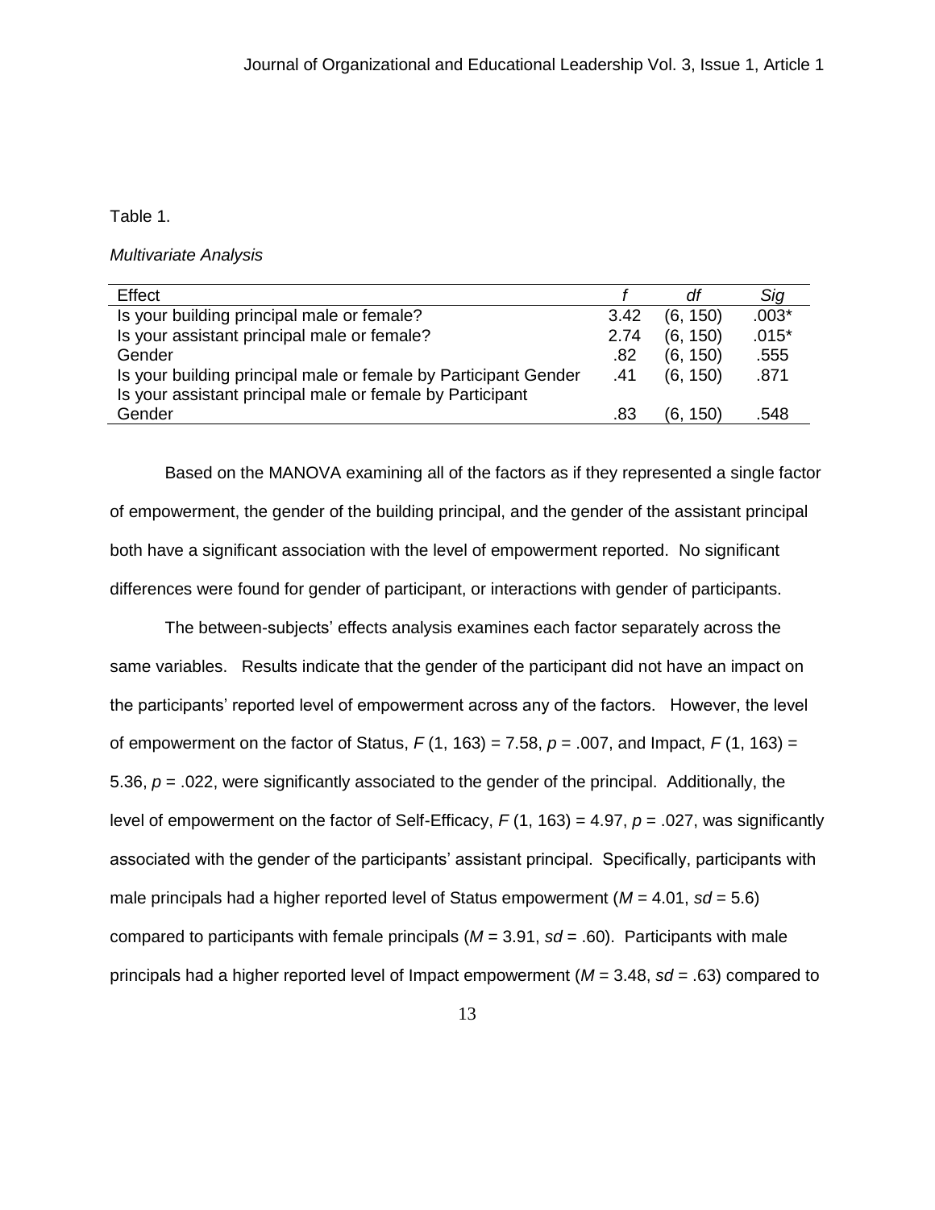Table 1.

*Multivariate Analysis*

| Effect | *f* | *df* | *Sig* |
|---|---|---|---|
| Is your building principal male or female? | 3.42 | (6, 150) | .003* |
| Is your assistant principal male or female? | 2.74 | (6, 150) | .015* |
| Gender | .82 | (6, 150) | .555 |
| Is your building principal male or female by Participant Gender | .41 | (6, 150) | .871 |
| Is your assistant principal male or female by Participant Gender | .83 | (6, 150) | .548 |

Based on the MANOVA examining all of the factors as if they represented a single factor of empowerment, the gender of the building principal, and the gender of the assistant principal both have a significant association with the level of empowerment reported. No significant differences were found for gender of participant, or interactions with gender of participants.

The between-subjects' effects analysis examines each factor separately across the same variables. Results indicate that the gender of the participant did not have an impact on the participants' reported level of empowerment across any of the factors. However, the level of empowerment on the factor of Status, $F$ (1, 163) = 7.58, $p$ = .007, and Impact, $F$ (1, 163) = 5.36, $p$ = .022, were significantly associated to the gender of the principal. Additionally, the level of empowerment on the factor of Self-Efficacy, $F$ (1, 163) = 4.97, $p$ = .027, was significantly associated with the gender of the participants' assistant principal. Specifically, participants with male principals had a higher reported level of Status empowerment ($M$ = 4.01, $sd$ = 5.6) compared to participants with female principals ($M$ = 3.91, $sd$ = .60). Participants with male principals had a higher reported level of Impact empowerment ($M$ = 3.48, $sd$ = .63) compared to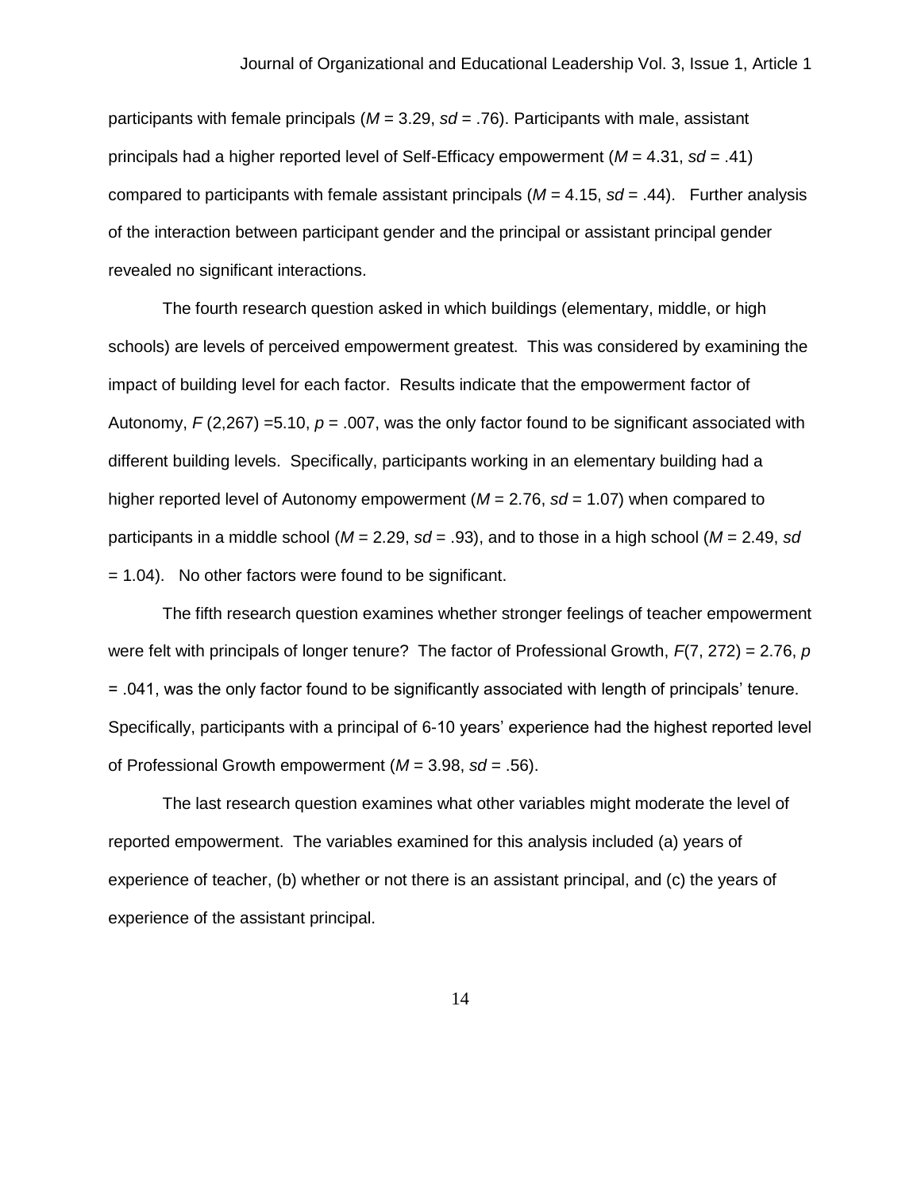participants with female principals ($M$ = 3.29, $sd$ = .76). Participants with male, assistant principals had a higher reported level of Self-Efficacy empowerment ($M$ = 4.31, $sd$ = .41) compared to participants with female assistant principals ($M$ = 4.15, $sd$ = .44). Further analysis of the interaction between participant gender and the principal or assistant principal gender revealed no significant interactions.

The fourth research question asked in which buildings (elementary, middle, or high schools) are levels of perceived empowerment greatest. This was considered by examining the impact of building level for each factor. Results indicate that the empowerment factor of Autonomy, $F$ (2,267) =5.10, $p$ = .007, was the only factor found to be significant associated with different building levels. Specifically, participants working in an elementary building had a higher reported level of Autonomy empowerment ($M$ = 2.76, $sd$ = 1.07) when compared to participants in a middle school ($M$ = 2.29, $sd$ = .93), and to those in a high school ($M$ = 2.49, $sd$ = 1.04). No other factors were found to be significant.

The fifth research question examines whether stronger feelings of teacher empowerment were felt with principals of longer tenure? The factor of Professional Growth, $F$(7, 272) = 2.76, $p$ = .041, was the only factor found to be significantly associated with length of principals' tenure. Specifically, participants with a principal of 6-10 years' experience had the highest reported level of Professional Growth empowerment ($M$ = 3.98, $sd$ = .56).

The last research question examines what other variables might moderate the level of reported empowerment. The variables examined for this analysis included (a) years of experience of teacher, (b) whether or not there is an assistant principal, and (c) the years of experience of the assistant principal.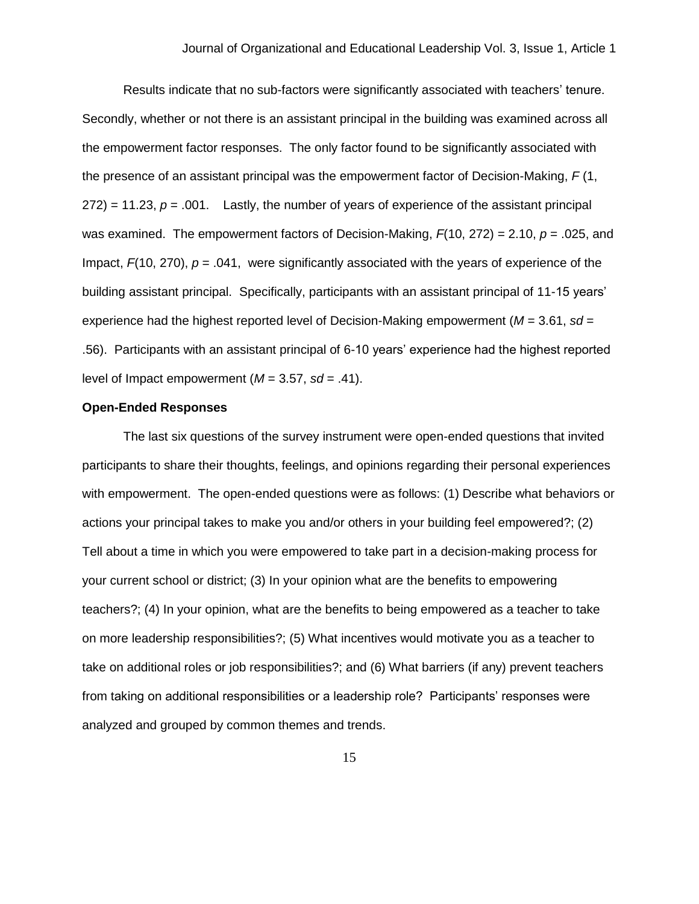Results indicate that no sub-factors were significantly associated with teachers' tenure. Secondly, whether or not there is an assistant principal in the building was examined across all the empowerment factor responses. The only factor found to be significantly associated with the presence of an assistant principal was the empowerment factor of Decision-Making, $F(1, 272) = 11.23$, $p = .001$. Lastly, the number of years of experience of the assistant principal was examined. The empowerment factors of Decision-Making, $F(10, 272) = 2.10$, $p = .025$, and Impact, $F(10, 270)$, $p = .041$, were significantly associated with the years of experience of the building assistant principal. Specifically, participants with an assistant principal of 11-15 years' experience had the highest reported level of Decision-Making empowerment ($M = 3.61$, $sd = .56$). Participants with an assistant principal of 6-10 years' experience had the highest reported level of Impact empowerment ($M = 3.57$, $sd = .41$).

**Open-Ended Responses**

The last six questions of the survey instrument were open-ended questions that invited participants to share their thoughts, feelings, and opinions regarding their personal experiences with empowerment. The open-ended questions were as follows: (1) Describe what behaviors or actions your principal takes to make you and/or others in your building feel empowered?; (2) Tell about a time in which you were empowered to take part in a decision-making process for your current school or district; (3) In your opinion what are the benefits to empowering teachers?; (4) In your opinion, what are the benefits to being empowered as a teacher to take on more leadership responsibilities?; (5) What incentives would motivate you as a teacher to take on additional roles or job responsibilities?; and (6) What barriers (if any) prevent teachers from taking on additional responsibilities or a leadership role? Participants' responses were analyzed and grouped by common themes and trends.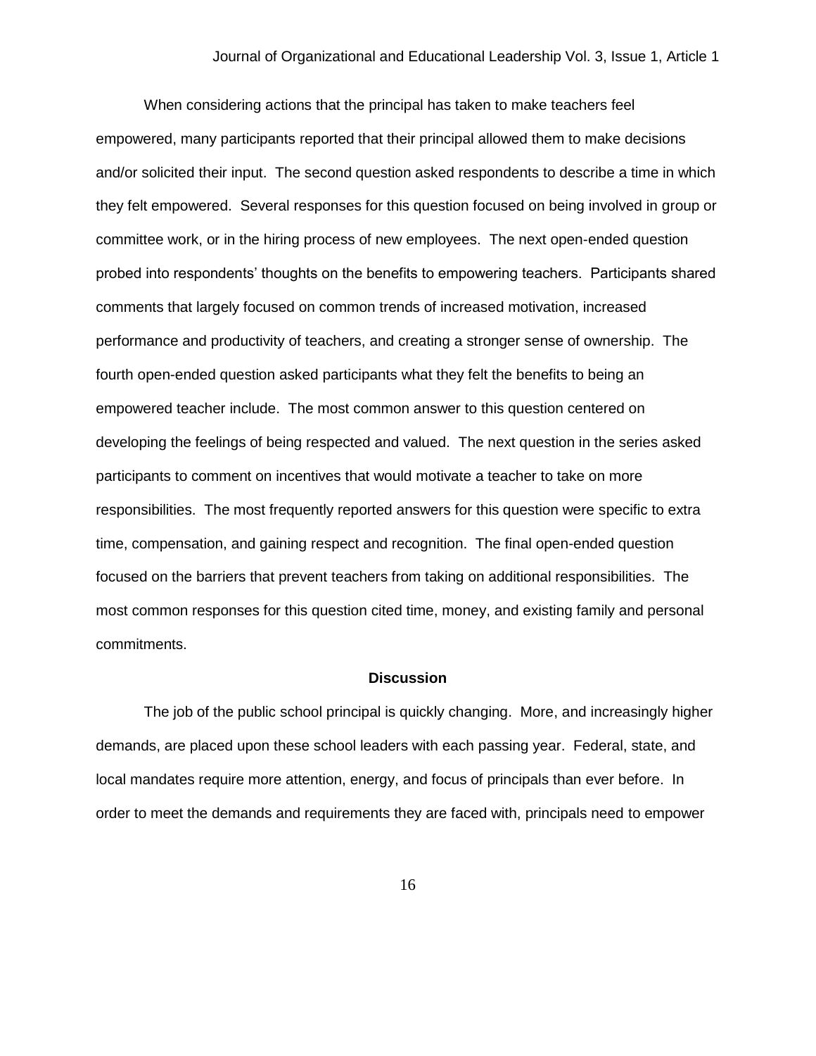When considering actions that the principal has taken to make teachers feel empowered, many participants reported that their principal allowed them to make decisions and/or solicited their input. The second question asked respondents to describe a time in which they felt empowered. Several responses for this question focused on being involved in group or committee work, or in the hiring process of new employees. The next open-ended question probed into respondents' thoughts on the benefits to empowering teachers. Participants shared comments that largely focused on common trends of increased motivation, increased performance and productivity of teachers, and creating a stronger sense of ownership. The fourth open-ended question asked participants what they felt the benefits to being an empowered teacher include. The most common answer to this question centered on developing the feelings of being respected and valued. The next question in the series asked participants to comment on incentives that would motivate a teacher to take on more responsibilities. The most frequently reported answers for this question were specific to extra time, compensation, and gaining respect and recognition. The final open-ended question focused on the barriers that prevent teachers from taking on additional responsibilities. The most common responses for this question cited time, money, and existing family and personal commitments.

## Discussion

The job of the public school principal is quickly changing. More, and increasingly higher demands, are placed upon these school leaders with each passing year. Federal, state, and local mandates require more attention, energy, and focus of principals than ever before. In order to meet the demands and requirements they are faced with, principals need to empower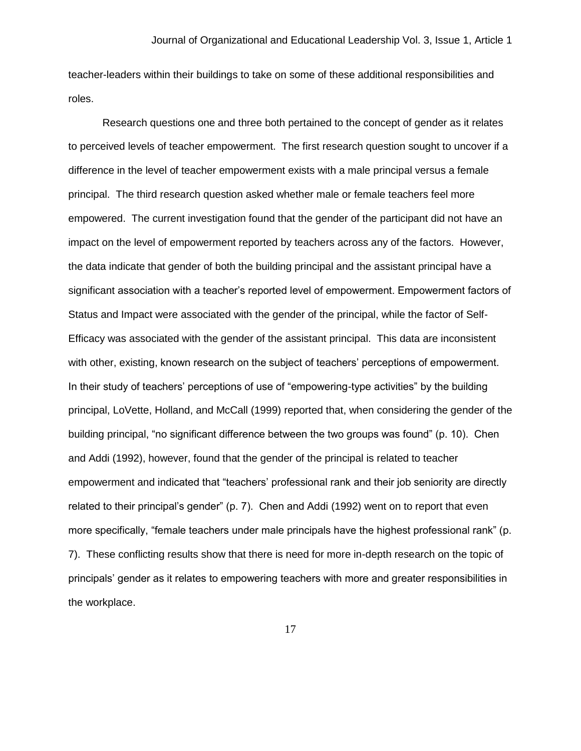teacher-leaders within their buildings to take on some of these additional responsibilities and roles.

Research questions one and three both pertained to the concept of gender as it relates to perceived levels of teacher empowerment. The first research question sought to uncover if a difference in the level of teacher empowerment exists with a male principal versus a female principal. The third research question asked whether male or female teachers feel more empowered. The current investigation found that the gender of the participant did not have an impact on the level of empowerment reported by teachers across any of the factors. However, the data indicate that gender of both the building principal and the assistant principal have a significant association with a teacher's reported level of empowerment. Empowerment factors of Status and Impact were associated with the gender of the principal, while the factor of Self-Efficacy was associated with the gender of the assistant principal. This data are inconsistent with other, existing, known research on the subject of teachers' perceptions of empowerment. In their study of teachers' perceptions of use of "empowering-type activities" by the building principal, LoVette, Holland, and McCall (1999) reported that, when considering the gender of the building principal, "no significant difference between the two groups was found" (p. 10). Chen and Addi (1992), however, found that the gender of the principal is related to teacher empowerment and indicated that "teachers' professional rank and their job seniority are directly related to their principal's gender" (p. 7). Chen and Addi (1992) went on to report that even more specifically, "female teachers under male principals have the highest professional rank" (p. 7). These conflicting results show that there is need for more in-depth research on the topic of principals' gender as it relates to empowering teachers with more and greater responsibilities in the workplace.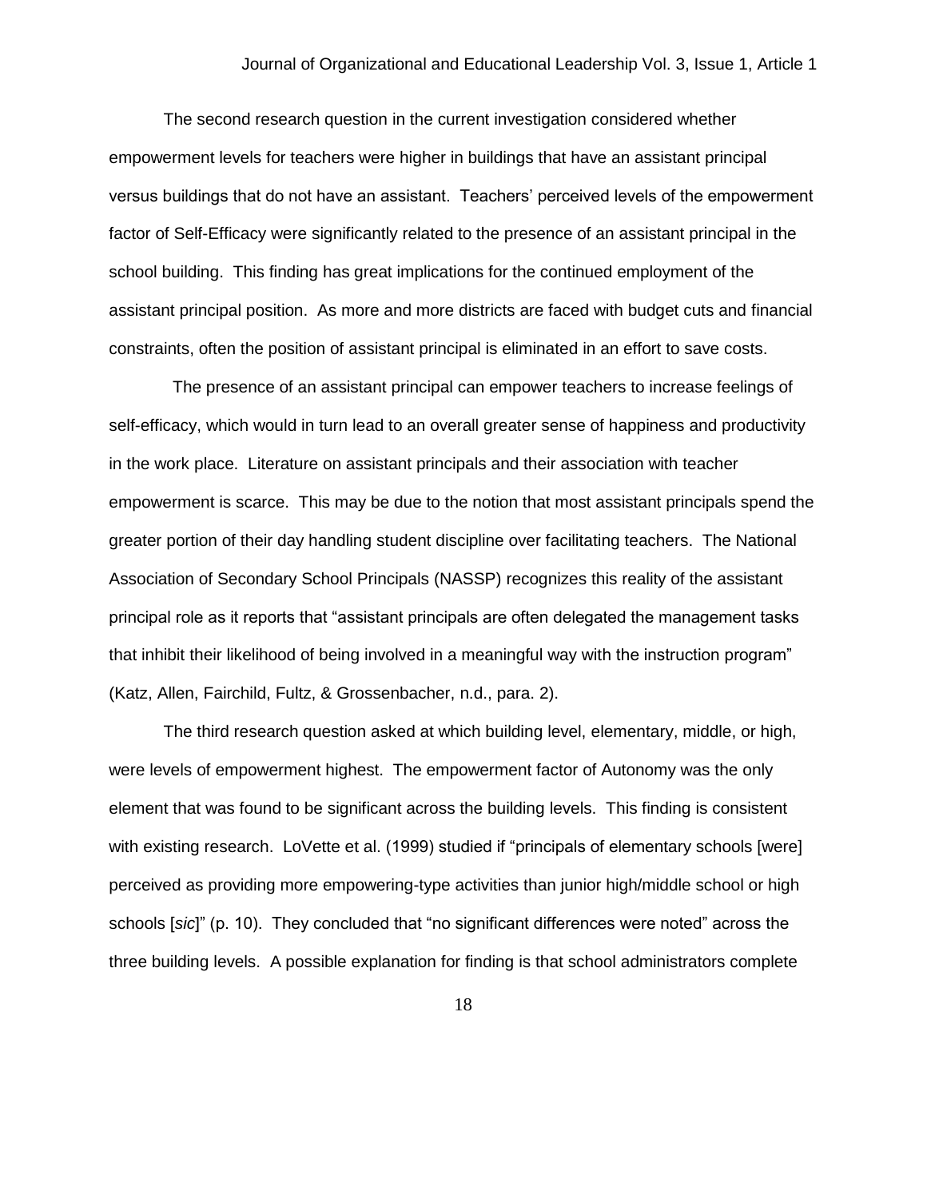The second research question in the current investigation considered whether empowerment levels for teachers were higher in buildings that have an assistant principal versus buildings that do not have an assistant. Teachers' perceived levels of the empowerment factor of Self-Efficacy were significantly related to the presence of an assistant principal in the school building. This finding has great implications for the continued employment of the assistant principal position. As more and more districts are faced with budget cuts and financial constraints, often the position of assistant principal is eliminated in an effort to save costs.

The presence of an assistant principal can empower teachers to increase feelings of self-efficacy, which would in turn lead to an overall greater sense of happiness and productivity in the work place. Literature on assistant principals and their association with teacher empowerment is scarce. This may be due to the notion that most assistant principals spend the greater portion of their day handling student discipline over facilitating teachers. The National Association of Secondary School Principals (NASSP) recognizes this reality of the assistant principal role as it reports that "assistant principals are often delegated the management tasks that inhibit their likelihood of being involved in a meaningful way with the instruction program" (Katz, Allen, Fairchild, Fultz, & Grossenbacher, n.d., para. 2).

The third research question asked at which building level, elementary, middle, or high, were levels of empowerment highest. The empowerment factor of Autonomy was the only element that was found to be significant across the building levels. This finding is consistent with existing research. LoVette et al. (1999) studied if "principals of elementary schools [were] perceived as providing more empowering-type activities than junior high/middle school or high schools [*sic*]" (p. 10). They concluded that "no significant differences were noted" across the three building levels. A possible explanation for finding is that school administrators complete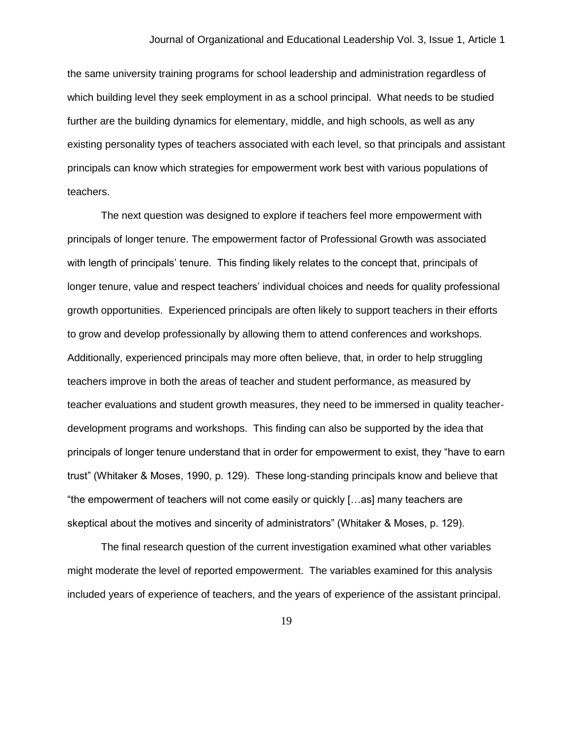the same university training programs for school leadership and administration regardless of which building level they seek employment in as a school principal. What needs to be studied further are the building dynamics for elementary, middle, and high schools, as well as any existing personality types of teachers associated with each level, so that principals and assistant principals can know which strategies for empowerment work best with various populations of teachers.

The next question was designed to explore if teachers feel more empowerment with principals of longer tenure. The empowerment factor of Professional Growth was associated with length of principals' tenure. This finding likely relates to the concept that, principals of longer tenure, value and respect teachers' individual choices and needs for quality professional growth opportunities. Experienced principals are often likely to support teachers in their efforts to grow and develop professionally by allowing them to attend conferences and workshops. Additionally, experienced principals may more often believe, that, in order to help struggling teachers improve in both the areas of teacher and student performance, as measured by teacher evaluations and student growth measures, they need to be immersed in quality teacher-development programs and workshops. This finding can also be supported by the idea that principals of longer tenure understand that in order for empowerment to exist, they "have to earn trust" (Whitaker & Moses, 1990, p. 129). These long-standing principals know and believe that "the empowerment of teachers will not come easily or quickly […as] many teachers are skeptical about the motives and sincerity of administrators" (Whitaker & Moses, p. 129).

The final research question of the current investigation examined what other variables might moderate the level of reported empowerment. The variables examined for this analysis included years of experience of teachers, and the years of experience of the assistant principal.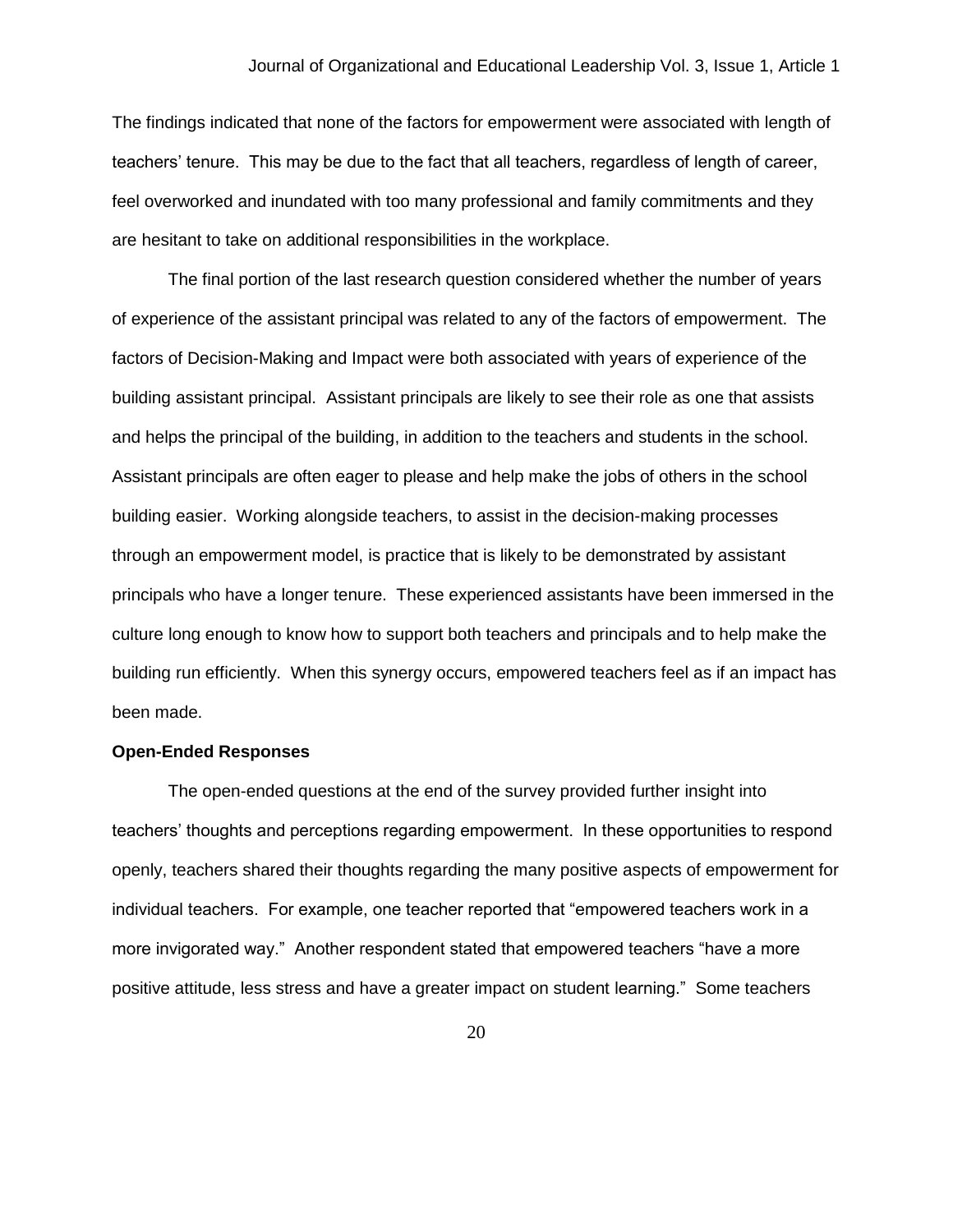The findings indicated that none of the factors for empowerment were associated with length of teachers' tenure. This may be due to the fact that all teachers, regardless of length of career, feel overworked and inundated with too many professional and family commitments and they are hesitant to take on additional responsibilities in the workplace.

The final portion of the last research question considered whether the number of years of experience of the assistant principal was related to any of the factors of empowerment. The factors of Decision-Making and Impact were both associated with years of experience of the building assistant principal. Assistant principals are likely to see their role as one that assists and helps the principal of the building, in addition to the teachers and students in the school. Assistant principals are often eager to please and help make the jobs of others in the school building easier. Working alongside teachers, to assist in the decision-making processes through an empowerment model, is practice that is likely to be demonstrated by assistant principals who have a longer tenure. These experienced assistants have been immersed in the culture long enough to know how to support both teachers and principals and to help make the building run efficiently. When this synergy occurs, empowered teachers feel as if an impact has been made.

**Open-Ended Responses**

The open-ended questions at the end of the survey provided further insight into teachers' thoughts and perceptions regarding empowerment. In these opportunities to respond openly, teachers shared their thoughts regarding the many positive aspects of empowerment for individual teachers. For example, one teacher reported that "empowered teachers work in a more invigorated way." Another respondent stated that empowered teachers "have a more positive attitude, less stress and have a greater impact on student learning." Some teachers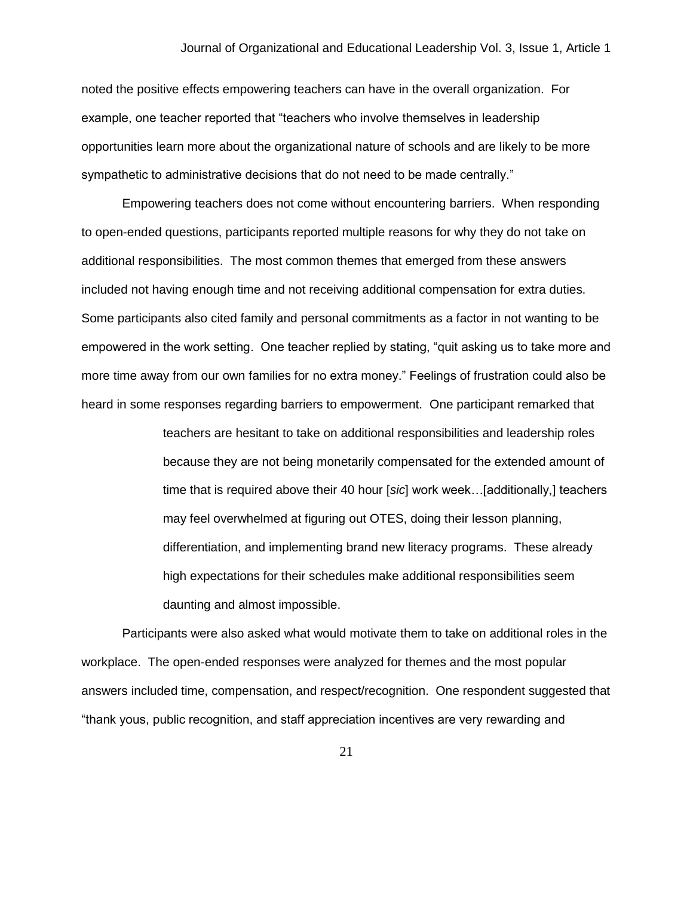noted the positive effects empowering teachers can have in the overall organization. For example, one teacher reported that “teachers who involve themselves in leadership opportunities learn more about the organizational nature of schools and are likely to be more sympathetic to administrative decisions that do not need to be made centrally.”

Empowering teachers does not come without encountering barriers. When responding to open-ended questions, participants reported multiple reasons for why they do not take on additional responsibilities. The most common themes that emerged from these answers included not having enough time and not receiving additional compensation for extra duties. Some participants also cited family and personal commitments as a factor in not wanting to be empowered in the work setting. One teacher replied by stating, “quit asking us to take more and more time away from our own families for no extra money.” Feelings of frustration could also be heard in some responses regarding barriers to empowerment. One participant remarked that

> teachers are hesitant to take on additional responsibilities and leadership roles because they are not being monetarily compensated for the extended amount of time that is required above their 40 hour [*sic*] work week…[additionally,] teachers may feel overwhelmed at figuring out OTES, doing their lesson planning, differentiation, and implementing brand new literacy programs. These already high expectations for their schedules make additional responsibilities seem daunting and almost impossible.

Participants were also asked what would motivate them to take on additional roles in the workplace. The open-ended responses were analyzed for themes and the most popular answers included time, compensation, and respect/recognition. One respondent suggested that “thank yous, public recognition, and staff appreciation incentives are very rewarding and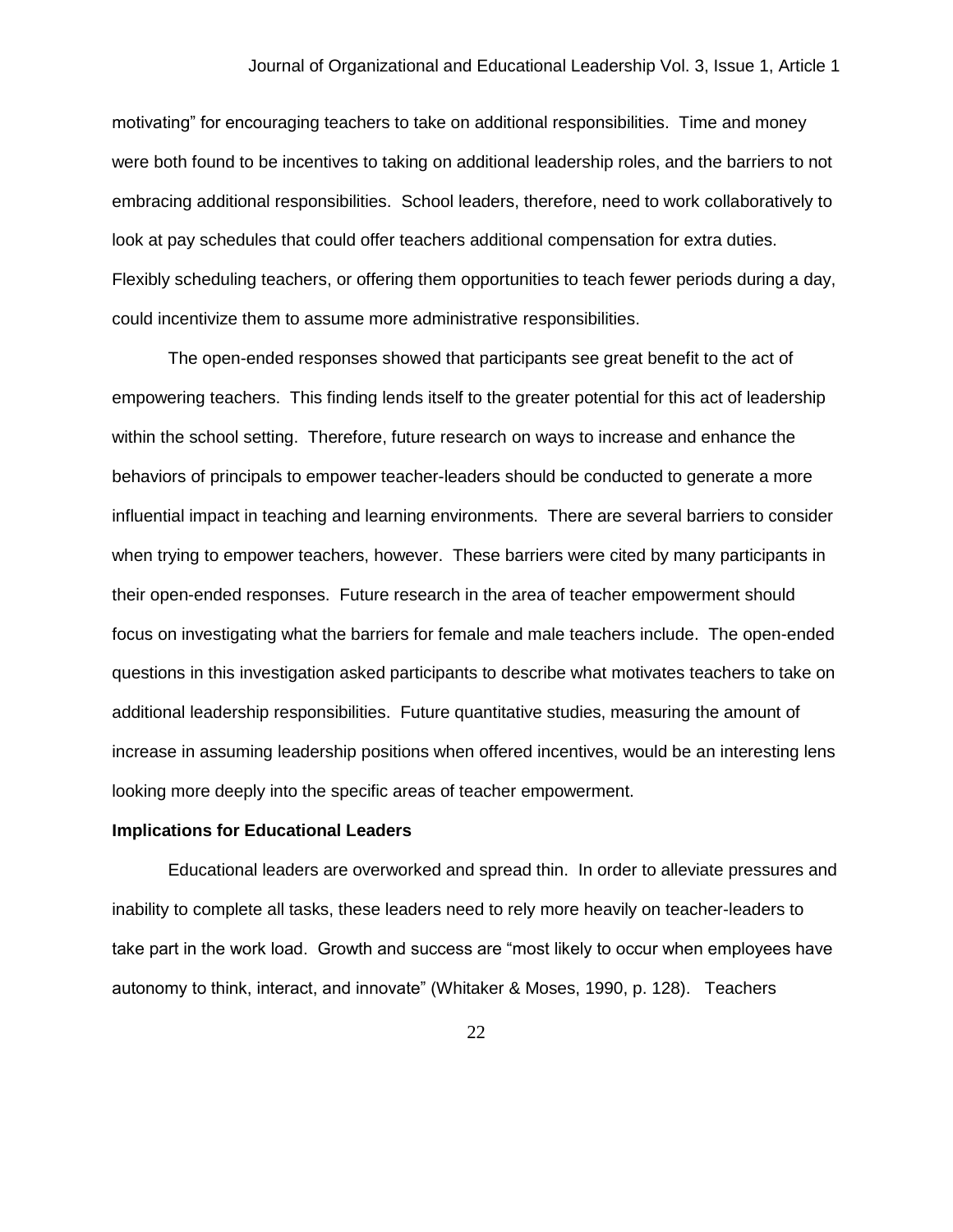motivating" for encouraging teachers to take on additional responsibilities. Time and money were both found to be incentives to taking on additional leadership roles, and the barriers to not embracing additional responsibilities. School leaders, therefore, need to work collaboratively to look at pay schedules that could offer teachers additional compensation for extra duties. Flexibly scheduling teachers, or offering them opportunities to teach fewer periods during a day, could incentivize them to assume more administrative responsibilities.

The open-ended responses showed that participants see great benefit to the act of empowering teachers. This finding lends itself to the greater potential for this act of leadership within the school setting. Therefore, future research on ways to increase and enhance the behaviors of principals to empower teacher-leaders should be conducted to generate a more influential impact in teaching and learning environments. There are several barriers to consider when trying to empower teachers, however. These barriers were cited by many participants in their open-ended responses. Future research in the area of teacher empowerment should focus on investigating what the barriers for female and male teachers include. The open-ended questions in this investigation asked participants to describe what motivates teachers to take on additional leadership responsibilities. Future quantitative studies, measuring the amount of increase in assuming leadership positions when offered incentives, would be an interesting lens looking more deeply into the specific areas of teacher empowerment.

**Implications for Educational Leaders**

Educational leaders are overworked and spread thin. In order to alleviate pressures and inability to complete all tasks, these leaders need to rely more heavily on teacher-leaders to take part in the work load. Growth and success are "most likely to occur when employees have autonomy to think, interact, and innovate" (Whitaker & Moses, 1990, p. 128). Teachers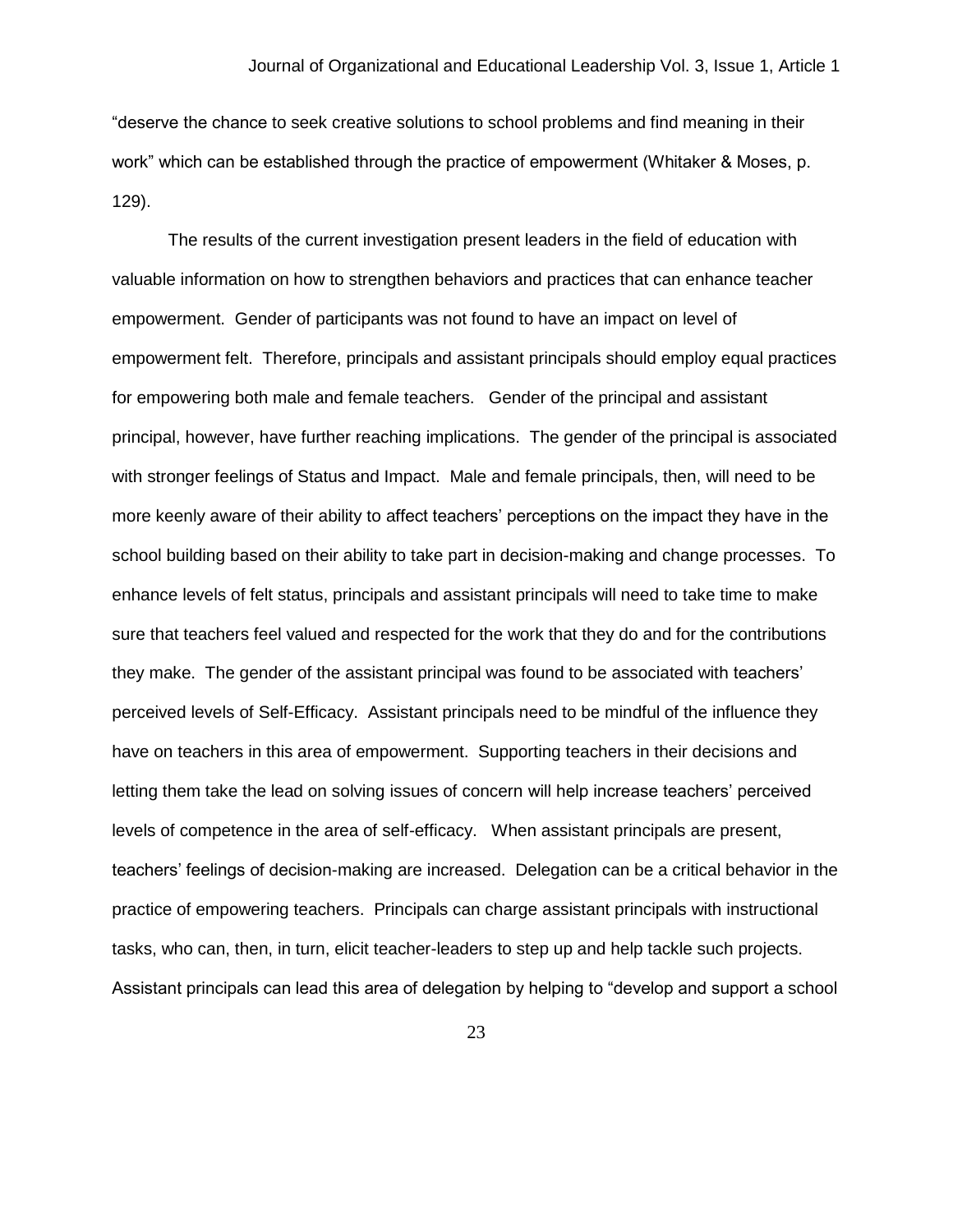"deserve the chance to seek creative solutions to school problems and find meaning in their work" which can be established through the practice of empowerment (Whitaker & Moses, p. 129).

The results of the current investigation present leaders in the field of education with valuable information on how to strengthen behaviors and practices that can enhance teacher empowerment. Gender of participants was not found to have an impact on level of empowerment felt. Therefore, principals and assistant principals should employ equal practices for empowering both male and female teachers. Gender of the principal and assistant principal, however, have further reaching implications. The gender of the principal is associated with stronger feelings of Status and Impact. Male and female principals, then, will need to be more keenly aware of their ability to affect teachers' perceptions on the impact they have in the school building based on their ability to take part in decision-making and change processes. To enhance levels of felt status, principals and assistant principals will need to take time to make sure that teachers feel valued and respected for the work that they do and for the contributions they make. The gender of the assistant principal was found to be associated with teachers' perceived levels of Self-Efficacy. Assistant principals need to be mindful of the influence they have on teachers in this area of empowerment. Supporting teachers in their decisions and letting them take the lead on solving issues of concern will help increase teachers' perceived levels of competence in the area of self-efficacy. When assistant principals are present, teachers' feelings of decision-making are increased. Delegation can be a critical behavior in the practice of empowering teachers. Principals can charge assistant principals with instructional tasks, who can, then, in turn, elicit teacher-leaders to step up and help tackle such projects. Assistant principals can lead this area of delegation by helping to "develop and support a school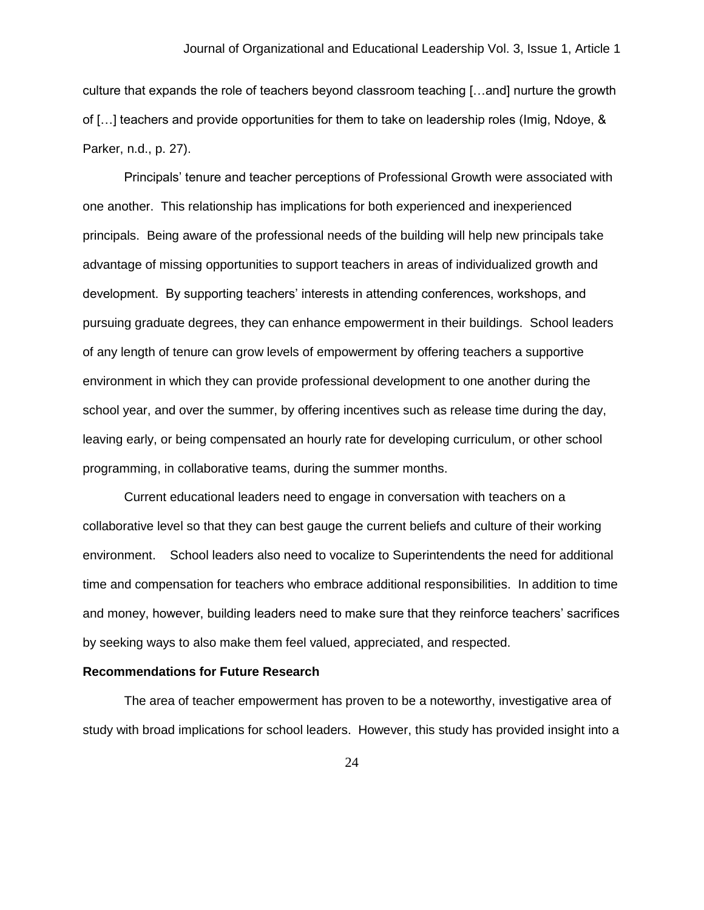culture that expands the role of teachers beyond classroom teaching […and] nurture the growth of […] teachers and provide opportunities for them to take on leadership roles (Imig, Ndoye, & Parker, n.d., p. 27).

Principals' tenure and teacher perceptions of Professional Growth were associated with one another. This relationship has implications for both experienced and inexperienced principals. Being aware of the professional needs of the building will help new principals take advantage of missing opportunities to support teachers in areas of individualized growth and development. By supporting teachers' interests in attending conferences, workshops, and pursuing graduate degrees, they can enhance empowerment in their buildings. School leaders of any length of tenure can grow levels of empowerment by offering teachers a supportive environment in which they can provide professional development to one another during the school year, and over the summer, by offering incentives such as release time during the day, leaving early, or being compensated an hourly rate for developing curriculum, or other school programming, in collaborative teams, during the summer months.

Current educational leaders need to engage in conversation with teachers on a collaborative level so that they can best gauge the current beliefs and culture of their working environment. School leaders also need to vocalize to Superintendents the need for additional time and compensation for teachers who embrace additional responsibilities. In addition to time and money, however, building leaders need to make sure that they reinforce teachers' sacrifices by seeking ways to also make them feel valued, appreciated, and respected.

**Recommendations for Future Research**

The area of teacher empowerment has proven to be a noteworthy, investigative area of study with broad implications for school leaders. However, this study has provided insight into a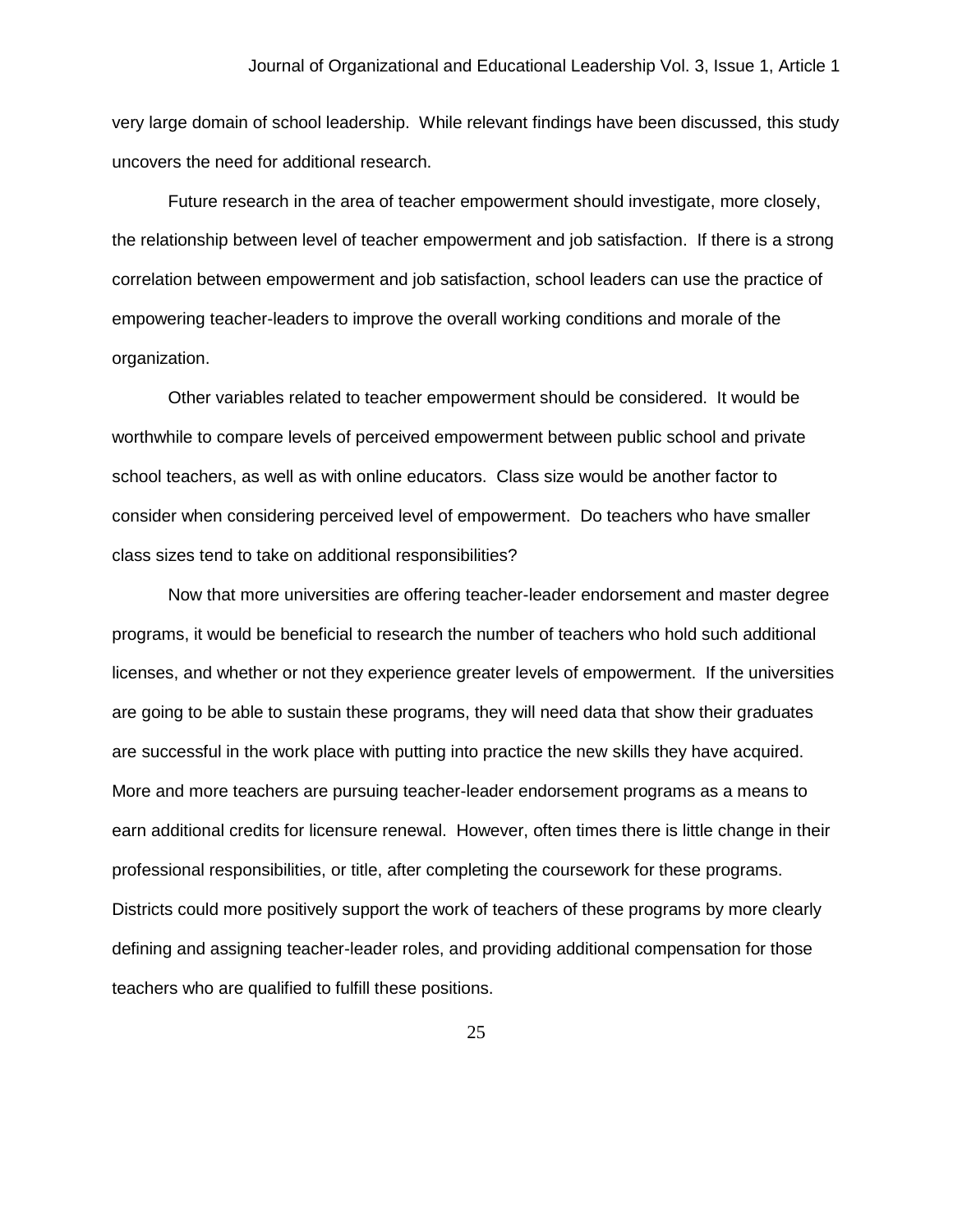very large domain of school leadership. While relevant findings have been discussed, this study uncovers the need for additional research.

Future research in the area of teacher empowerment should investigate, more closely, the relationship between level of teacher empowerment and job satisfaction. If there is a strong correlation between empowerment and job satisfaction, school leaders can use the practice of empowering teacher-leaders to improve the overall working conditions and morale of the organization.

Other variables related to teacher empowerment should be considered. It would be worthwhile to compare levels of perceived empowerment between public school and private school teachers, as well as with online educators. Class size would be another factor to consider when considering perceived level of empowerment. Do teachers who have smaller class sizes tend to take on additional responsibilities?

Now that more universities are offering teacher-leader endorsement and master degree programs, it would be beneficial to research the number of teachers who hold such additional licenses, and whether or not they experience greater levels of empowerment. If the universities are going to be able to sustain these programs, they will need data that show their graduates are successful in the work place with putting into practice the new skills they have acquired. More and more teachers are pursuing teacher-leader endorsement programs as a means to earn additional credits for licensure renewal. However, often times there is little change in their professional responsibilities, or title, after completing the coursework for these programs. Districts could more positively support the work of teachers of these programs by more clearly defining and assigning teacher-leader roles, and providing additional compensation for those teachers who are qualified to fulfill these positions.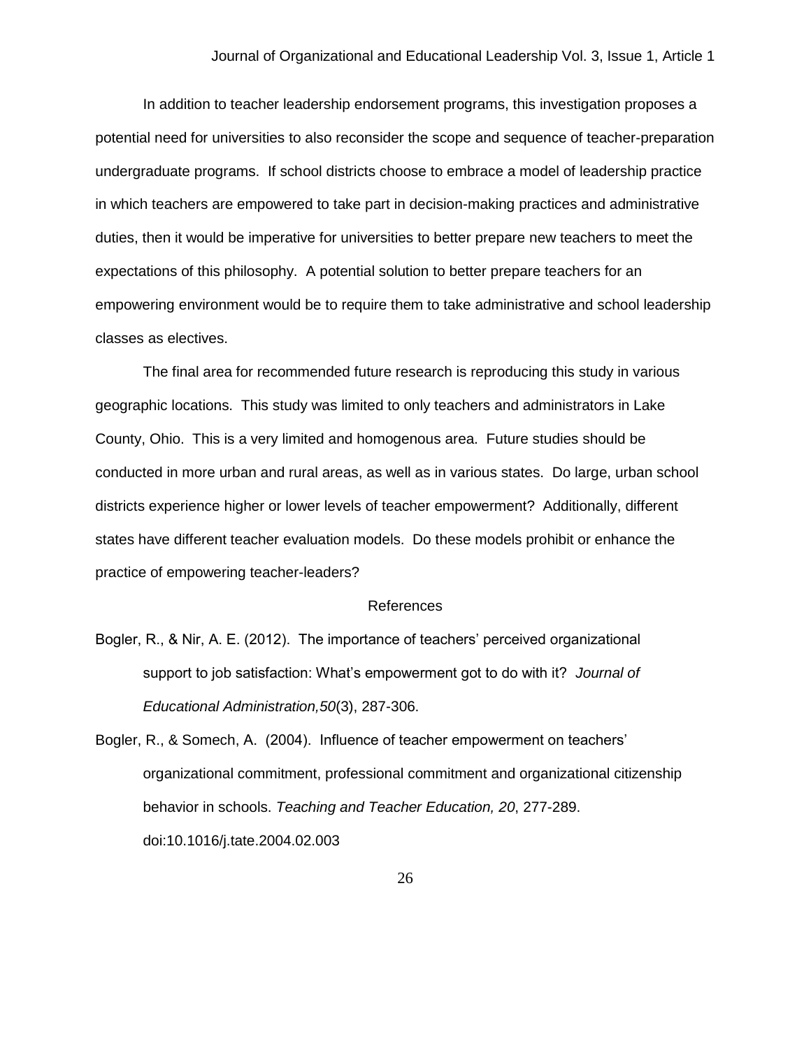In addition to teacher leadership endorsement programs, this investigation proposes a potential need for universities to also reconsider the scope and sequence of teacher-preparation undergraduate programs. If school districts choose to embrace a model of leadership practice in which teachers are empowered to take part in decision-making practices and administrative duties, then it would be imperative for universities to better prepare new teachers to meet the expectations of this philosophy. A potential solution to better prepare teachers for an empowering environment would be to require them to take administrative and school leadership classes as electives.

The final area for recommended future research is reproducing this study in various geographic locations. This study was limited to only teachers and administrators in Lake County, Ohio. This is a very limited and homogenous area. Future studies should be conducted in more urban and rural areas, as well as in various states. Do large, urban school districts experience higher or lower levels of teacher empowerment? Additionally, different states have different teacher evaluation models. Do these models prohibit or enhance the practice of empowering teacher-leaders?

## References

Bogler, R., & Nir, A. E. (2012). The importance of teachers' perceived organizational support to job satisfaction: What's empowerment got to do with it? *Journal of Educational Administration,50*(3), 287-306.

Bogler, R., & Somech, A. (2004). Influence of teacher empowerment on teachers' organizational commitment, professional commitment and organizational citizenship behavior in schools. *Teaching and Teacher Education, 20*, 277-289. doi:10.1016/j.tate.2004.02.003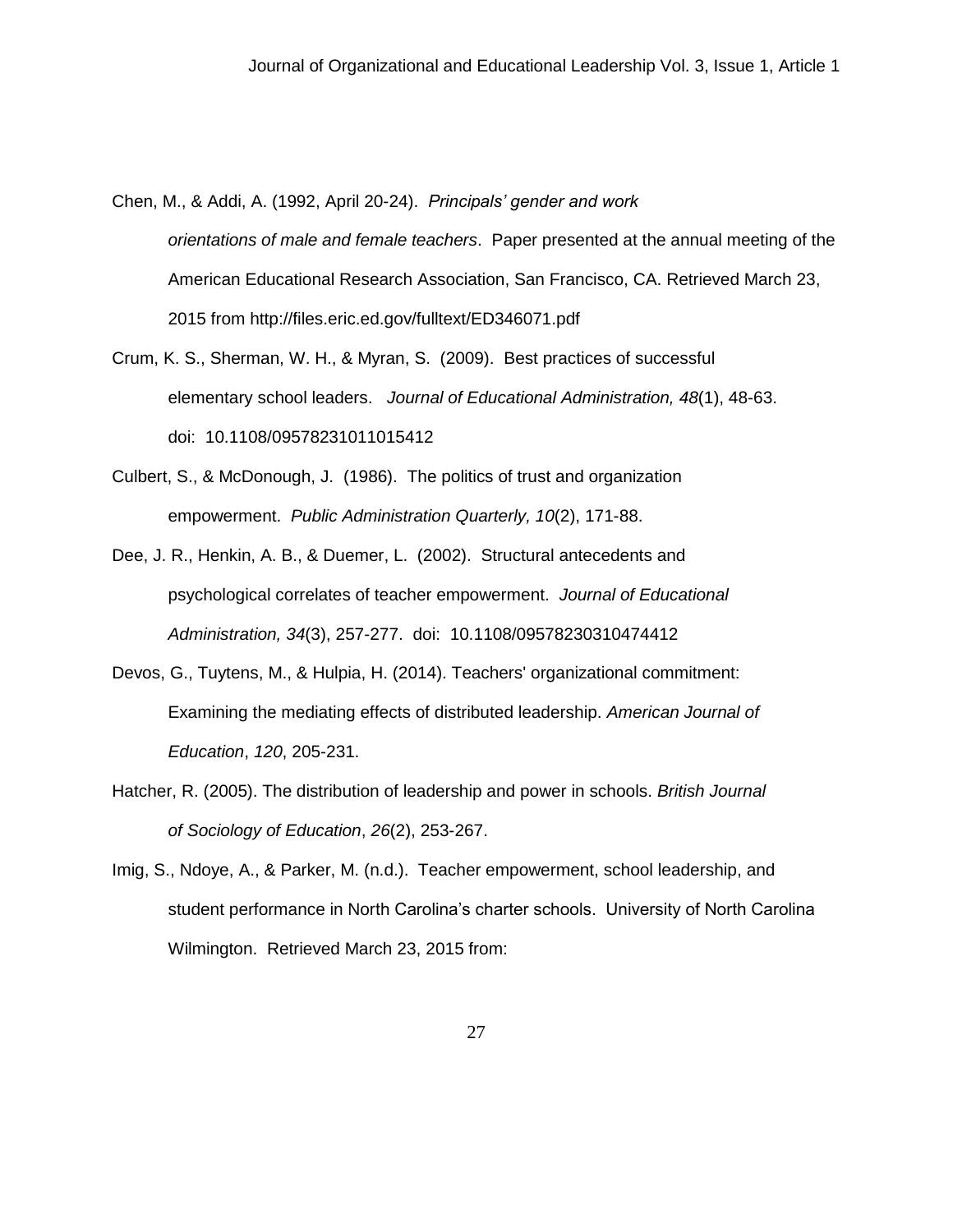Chen, M., & Addi, A. (1992, April 20-24). *Principals' gender and work orientations of male and female teachers*. Paper presented at the annual meeting of the American Educational Research Association, San Francisco, CA. Retrieved March 23, 2015 from http://files.eric.ed.gov/fulltext/ED346071.pdf

Crum, K. S., Sherman, W. H., & Myran, S. (2009). Best practices of successful elementary school leaders. *Journal of Educational Administration, 48*(1), 48-63. doi: 10.1108/09578231011015412

Culbert, S., & McDonough, J. (1986). The politics of trust and organization empowerment. *Public Administration Quarterly, 10*(2), 171-88.

Dee, J. R., Henkin, A. B., & Duemer, L. (2002). Structural antecedents and psychological correlates of teacher empowerment. *Journal of Educational Administration, 34*(3), 257-277. doi: 10.1108/09578230310474412

Devos, G., Tuytens, M., & Hulpia, H. (2014). Teachers' organizational commitment: Examining the mediating effects of distributed leadership. *American Journal of Education*, *120*, 205-231.

Hatcher, R. (2005). The distribution of leadership and power in schools. *British Journal of Sociology of Education*, *26*(2), 253-267.

Imig, S., Ndoye, A., & Parker, M. (n.d.). Teacher empowerment, school leadership, and student performance in North Carolina's charter schools. University of North Carolina Wilmington. Retrieved March 23, 2015 from: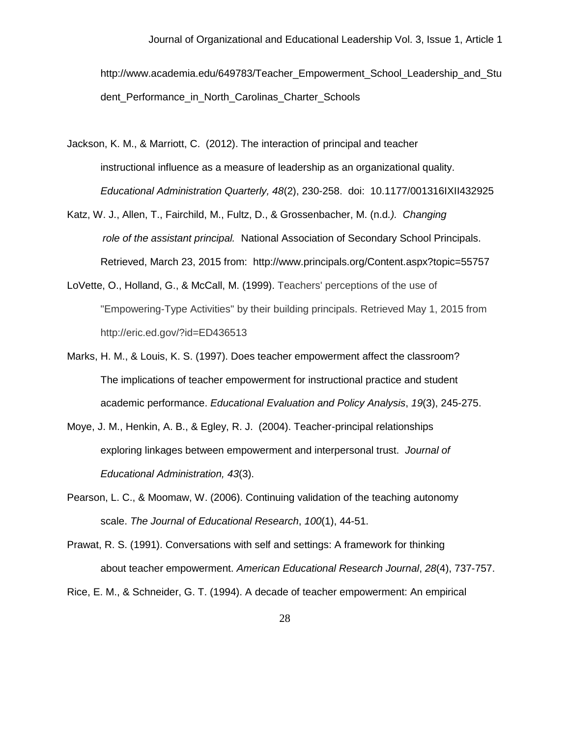http://www.academia.edu/649783/Teacher_Empowerment_School_Leadership_and_Student_Performance_in_North_Carolinas_Charter_Schools

Jackson, K. M., & Marriott, C. (2012). The interaction of principal and teacher instructional influence as a measure of leadership as an organizational quality. *Educational Administration Quarterly, 48*(2), 230-258. doi: 10.1177/001316IXII432925

Katz, W. J., Allen, T., Fairchild, M., Fultz, D., & Grossenbacher, M. (n.d*.). Changing role of the assistant principal.* National Association of Secondary School Principals. Retrieved, March 23, 2015 from: http://www.principals.org/Content.aspx?topic=55757

LoVette, O., Holland, G., & McCall, M. (1999). Teachers' perceptions of the use of "Empowering-Type Activities" by their building principals. Retrieved May 1, 2015 from http://eric.ed.gov/?id=ED436513

Marks, H. M., & Louis, K. S. (1997). Does teacher empowerment affect the classroom? The implications of teacher empowerment for instructional practice and student academic performance. *Educational Evaluation and Policy Analysis*, *19*(3), 245-275.

Moye, J. M., Henkin, A. B., & Egley, R. J. (2004). Teacher-principal relationships exploring linkages between empowerment and interpersonal trust. *Journal of Educational Administration, 43*(3).

Pearson, L. C., & Moomaw, W. (2006). Continuing validation of the teaching autonomy scale. *The Journal of Educational Research*, *100*(1), 44-51.

Prawat, R. S. (1991). Conversations with self and settings: A framework for thinking about teacher empowerment. *American Educational Research Journal*, *28*(4), 737-757.

Rice, E. M., & Schneider, G. T. (1994). A decade of teacher empowerment: An empirical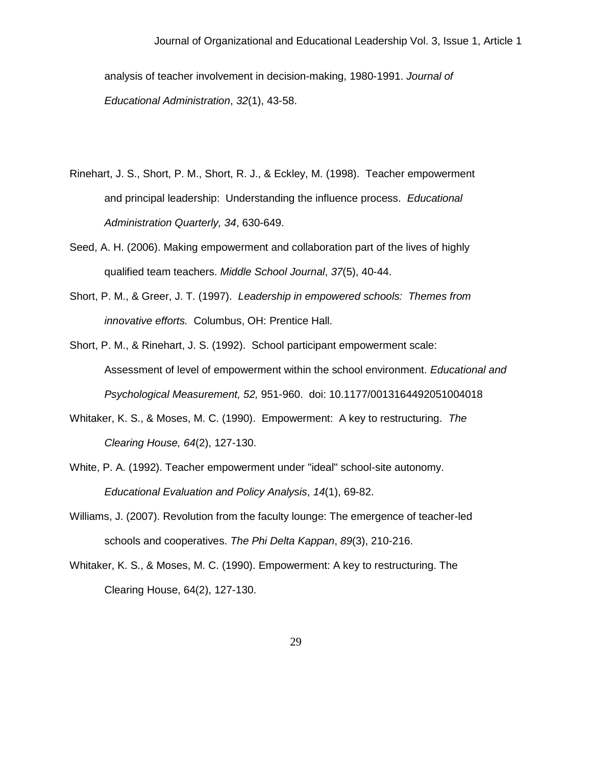analysis of teacher involvement in decision-making, 1980-1991. *Journal of Educational Administration*, *32*(1), 43-58.

Rinehart, J. S., Short, P. M., Short, R. J., & Eckley, M. (1998). Teacher empowerment and principal leadership: Understanding the influence process. *Educational Administration Quarterly, 34*, 630-649.

Seed, A. H. (2006). Making empowerment and collaboration part of the lives of highly qualified team teachers. *Middle School Journal*, *37*(5), 40-44.

Short, P. M., & Greer, J. T. (1997). *Leadership in empowered schools: Themes from innovative efforts.* Columbus, OH: Prentice Hall.

Short, P. M., & Rinehart, J. S. (1992). School participant empowerment scale: Assessment of level of empowerment within the school environment. *Educational and Psychological Measurement, 52,* 951-960. doi: 10.1177/0013164492051004018

Whitaker, K. S., & Moses, M. C. (1990). Empowerment: A key to restructuring. *The Clearing House, 64*(2), 127-130.

White, P. A. (1992). Teacher empowerment under "ideal" school-site autonomy. *Educational Evaluation and Policy Analysis*, *14*(1), 69-82.

Williams, J. (2007). Revolution from the faculty lounge: The emergence of teacher-led schools and cooperatives. *The Phi Delta Kappan*, *89*(3), 210-216.

Whitaker, K. S., & Moses, M. C. (1990). Empowerment: A key to restructuring. The Clearing House, 64(2), 127-130.